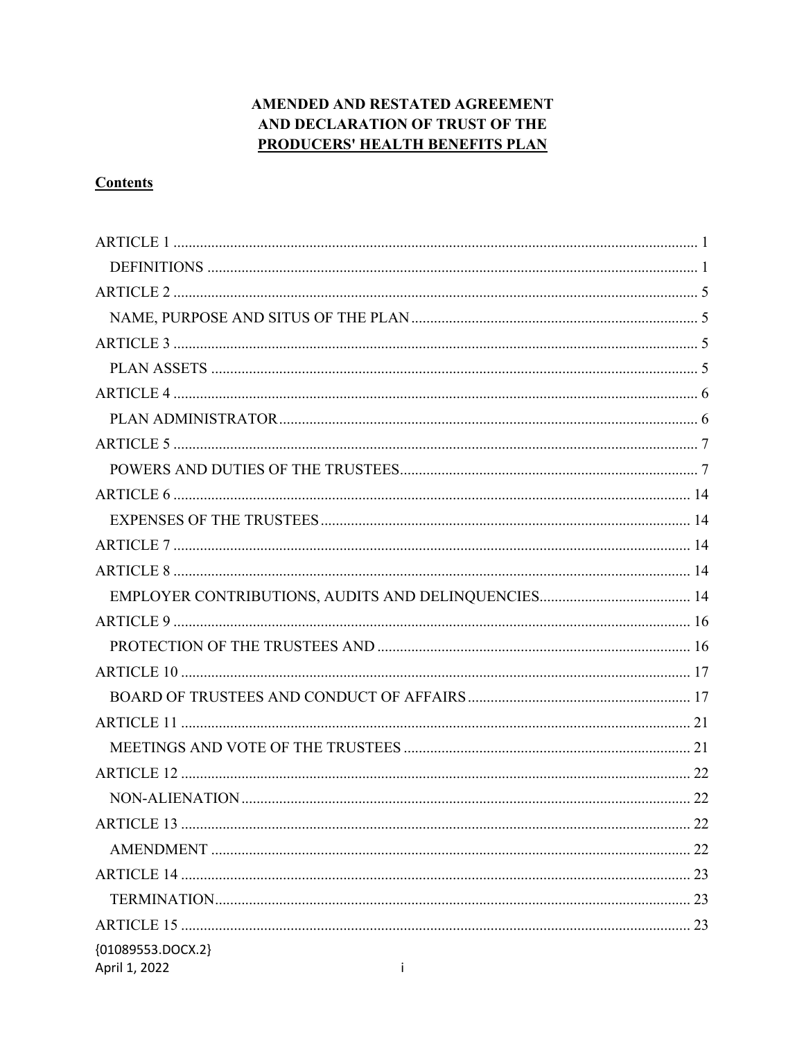# AMENDED AND RESTATED AGREEMENT AND DECLARATION OF TRUST OF THE PRODUCERS' HEALTH BENEFITS PLAN

**Contents**

ARTICLE 1 .......... 1
  DEFINITIONS .......... 1
ARTICLE 2 .......... 5
  NAME, PURPOSE AND SITUS OF THE PLAN .......... 5
ARTICLE 3 .......... 5
  PLAN ASSETS .......... 5
ARTICLE 4 .......... 6
  PLAN ADMINISTRATOR .......... 6
ARTICLE 5 .......... 7
  POWERS AND DUTIES OF THE TRUSTEES .......... 7
ARTICLE 6 .......... 14
  EXPENSES OF THE TRUSTEES .......... 14
ARTICLE 7 .......... 14
ARTICLE 8 .......... 14
  EMPLOYER CONTRIBUTIONS, AUDITS AND DELINQUENCIES .......... 14
ARTICLE 9 .......... 16
  PROTECTION OF THE TRUSTEES AND .......... 16
ARTICLE 10 .......... 17
  BOARD OF TRUSTEES AND CONDUCT OF AFFAIRS .......... 17
ARTICLE 11 .......... 21
  MEETINGS AND VOTE OF THE TRUSTEES .......... 21
ARTICLE 12 .......... 22
  NON-ALIENATION .......... 22
ARTICLE 13 .......... 22
  AMENDMENT .......... 22
ARTICLE 14 .......... 23
  TERMINATION .......... 23
ARTICLE 15 .......... 23

{01089553.DOCX.2}
April 1, 2022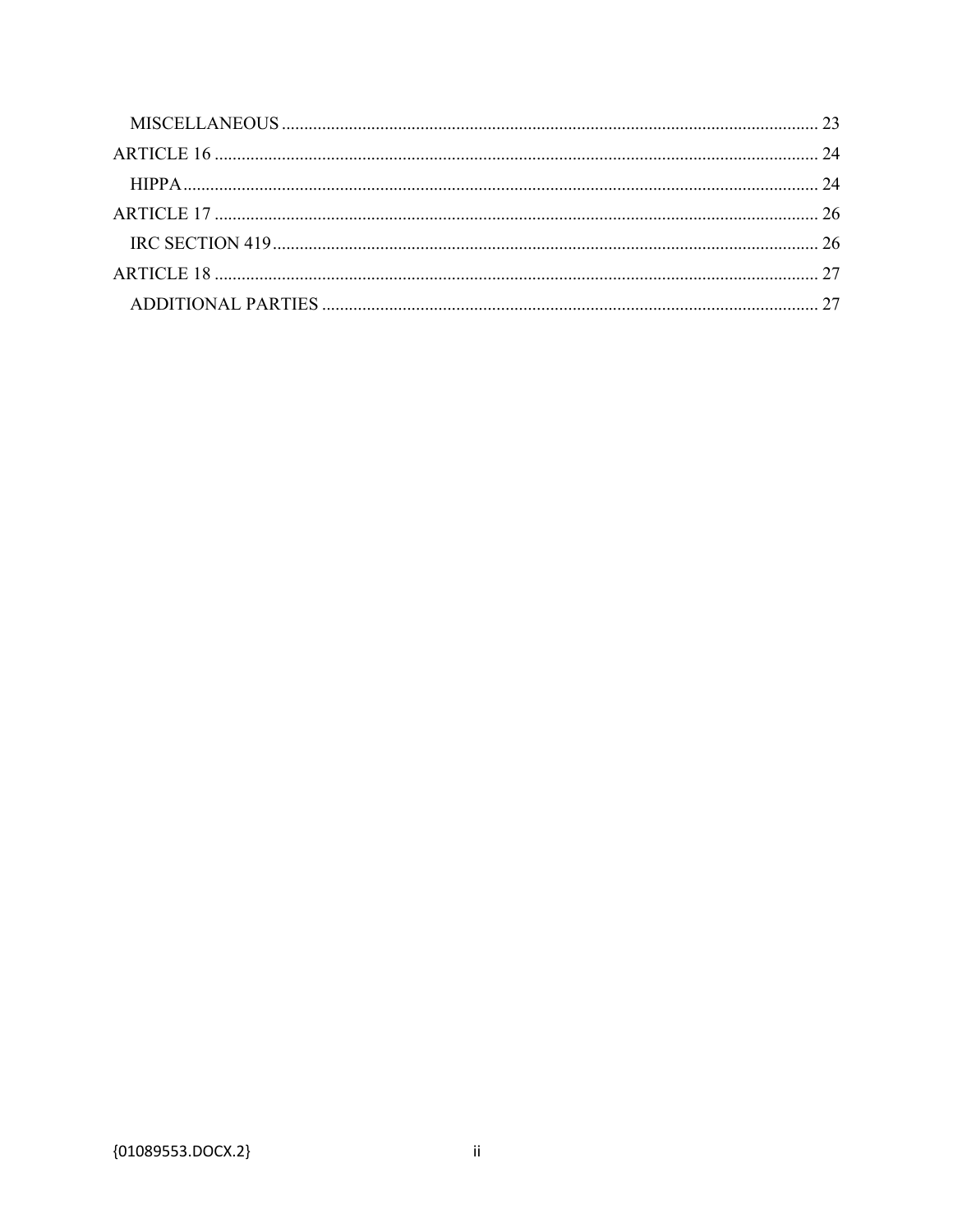MISCELLANEOUS ........................................................................................................... 23

ARTICLE 16 ........................................................................................................................ 24

HIPPA ................................................................................................................................. 24

ARTICLE 17 ........................................................................................................................ 26

IRC SECTION 419 ............................................................................................................. 26

ARTICLE 18 ........................................................................................................................ 27

ADDITIONAL PARTIES ................................................................................................... 27

{01089553.DOCX.2}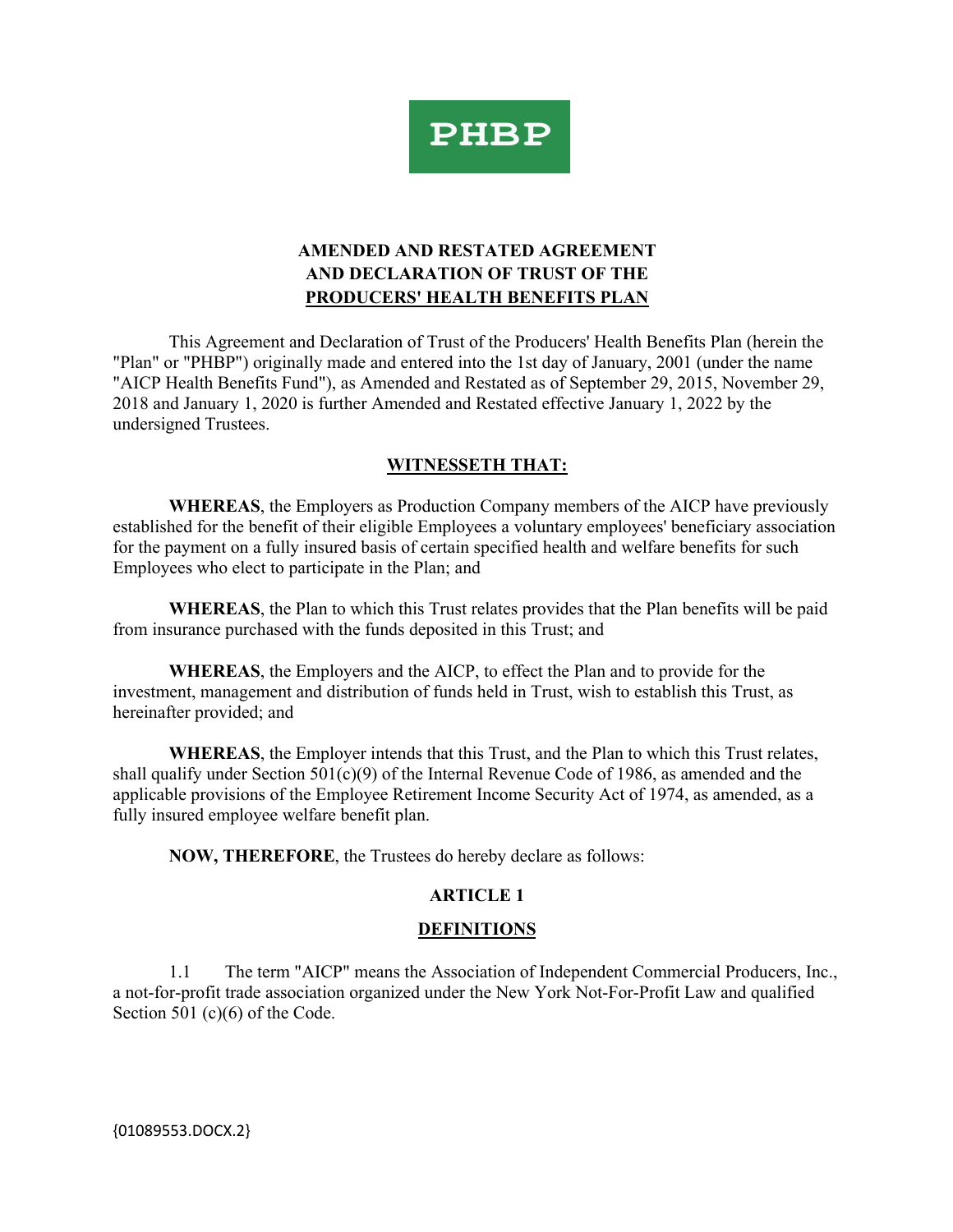PHBP

**AMENDED AND RESTATED AGREEMENT**
**AND DECLARATION OF TRUST OF THE**
**PRODUCERS' HEALTH BENEFITS PLAN**

This Agreement and Declaration of Trust of the Producers' Health Benefits Plan (herein the "Plan" or "PHBP") originally made and entered into the 1st day of January, 2001 (under the name "AICP Health Benefits Fund"), as Amended and Restated as of September 29, 2015, November 29, 2018 and January 1, 2020 is further Amended and Restated effective January 1, 2022 by the undersigned Trustees.

**WITNESSETH THAT:**

**WHEREAS**, the Employers as Production Company members of the AICP have previously established for the benefit of their eligible Employees a voluntary employees' beneficiary association for the payment on a fully insured basis of certain specified health and welfare benefits for such Employees who elect to participate in the Plan; and

**WHEREAS**, the Plan to which this Trust relates provides that the Plan benefits will be paid from insurance purchased with the funds deposited in this Trust; and

**WHEREAS**, the Employers and the AICP, to effect the Plan and to provide for the investment, management and distribution of funds held in Trust, wish to establish this Trust, as hereinafter provided; and

**WHEREAS**, the Employer intends that this Trust, and the Plan to which this Trust relates, shall qualify under Section 501(c)(9) of the Internal Revenue Code of 1986, as amended and the applicable provisions of the Employee Retirement Income Security Act of 1974, as amended, as a fully insured employee welfare benefit plan.

**NOW, THEREFORE**, the Trustees do hereby declare as follows:

**ARTICLE 1**

**DEFINITIONS**

1.1 The term "AICP" means the Association of Independent Commercial Producers, Inc., a not-for-profit trade association organized under the New York Not-For-Profit Law and qualified Section 501 (c)(6) of the Code.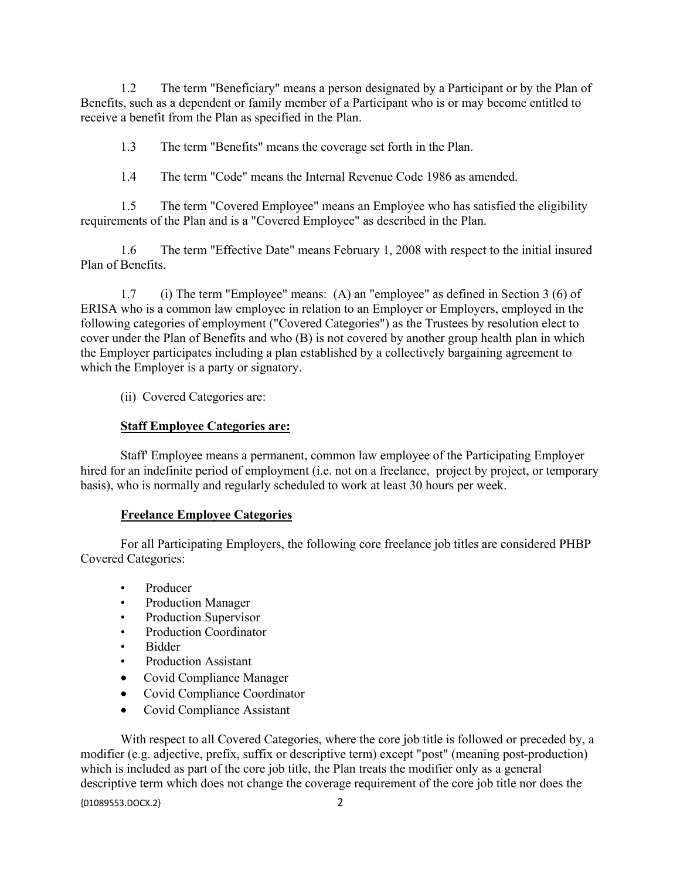1.2 The term "Beneficiary" means a person designated by a Participant or by the Plan of Benefits, such as a dependent or family member of a Participant who is or may become entitled to receive a benefit from the Plan as specified in the Plan.

1.3 The term "Benefits" means the coverage set forth in the Plan.

1.4 The term "Code" means the Internal Revenue Code 1986 as amended.

1.5 The term "Covered Employee" means an Employee who has satisfied the eligibility requirements of the Plan and is a "Covered Employee" as described in the Plan.

1.6 The term "Effective Date" means February 1, 2008 with respect to the initial insured Plan of Benefits.

1.7 (i) The term "Employee" means: (A) an "employee" as defined in Section 3 (6) of ERISA who is a common law employee in relation to an Employer or Employers, employed in the following categories of employment ("Covered Categories") as the Trustees by resolution elect to cover under the Plan of Benefits and who (B) is not covered by another group health plan in which the Employer participates including a plan established by a collectively bargaining agreement to which the Employer is a party or signatory.

(ii) Covered Categories are:

**Staff Employee Categories are:**

Staff' Employee means a permanent, common law employee of the Participating Employer hired for an indefinite period of employment (i.e. not on a freelance, project by project, or temporary basis), who is normally and regularly scheduled to work at least 30 hours per week.

**Freelance Employee Categories**

For all Participating Employers, the following core freelance job titles are considered PHBP Covered Categories:

- Producer
- Production Manager
- Production Supervisor
- Production Coordinator
- Bidder
- Production Assistant
- Covid Compliance Manager
- Covid Compliance Coordinator
- Covid Compliance Assistant

With respect to all Covered Categories, where the core job title is followed or preceded by, a modifier (e.g. adjective, prefix, suffix or descriptive term) except "post" (meaning post-production) which is included as part of the core job title, the Plan treats the modifier only as a general descriptive term which does not change the coverage requirement of the core job title nor does the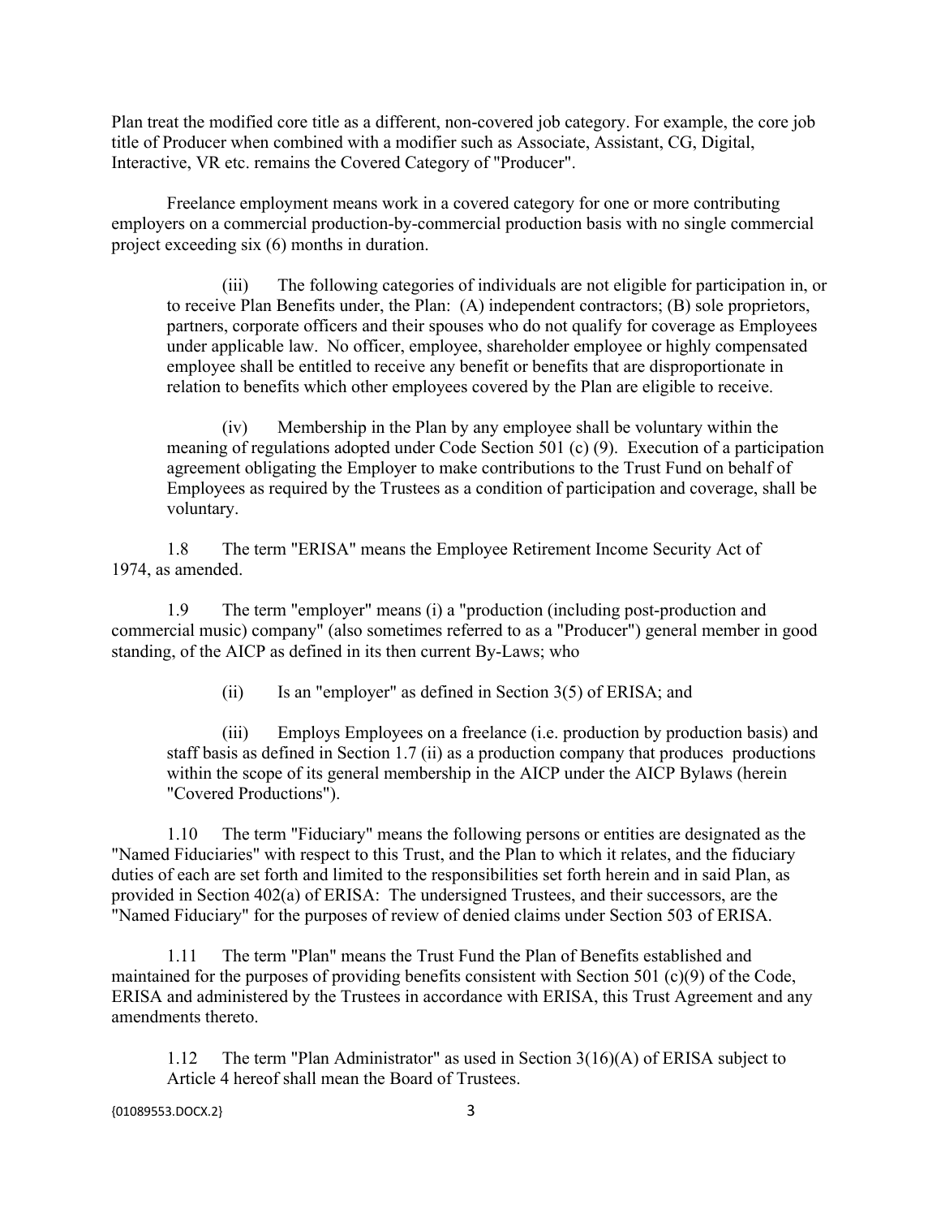Plan treat the modified core title as a different, non-covered job category. For example, the core job title of Producer when combined with a modifier such as Associate, Assistant, CG, Digital, Interactive, VR etc. remains the Covered Category of "Producer".

Freelance employment means work in a covered category for one or more contributing employers on a commercial production-by-commercial production basis with no single commercial project exceeding six (6) months in duration.

> (iii) The following categories of individuals are not eligible for participation in, or to receive Plan Benefits under, the Plan: (A) independent contractors; (B) sole proprietors, partners, corporate officers and their spouses who do not qualify for coverage as Employees under applicable law. No officer, employee, shareholder employee or highly compensated employee shall be entitled to receive any benefit or benefits that are disproportionate in relation to benefits which other employees covered by the Plan are eligible to receive.
>
> (iv) Membership in the Plan by any employee shall be voluntary within the meaning of regulations adopted under Code Section 501 (c) (9). Execution of a participation agreement obligating the Employer to make contributions to the Trust Fund on behalf of Employees as required by the Trustees as a condition of participation and coverage, shall be voluntary.

1.8 The term "ERISA" means the Employee Retirement Income Security Act of 1974, as amended.

1.9 The term "employer" means (i) a "production (including post-production and commercial music) company" (also sometimes referred to as a "Producer") general member in good standing, of the AICP as defined in its then current By-Laws; who

> (ii) Is an "employer" as defined in Section 3(5) of ERISA; and
>
> (iii) Employs Employees on a freelance (i.e. production by production basis) and staff basis as defined in Section 1.7 (ii) as a production company that produces productions within the scope of its general membership in the AICP under the AICP Bylaws (herein "Covered Productions").

1.10 The term "Fiduciary" means the following persons or entities are designated as the "Named Fiduciaries" with respect to this Trust, and the Plan to which it relates, and the fiduciary duties of each are set forth and limited to the responsibilities set forth herein and in said Plan, as provided in Section 402(a) of ERISA: The undersigned Trustees, and their successors, are the "Named Fiduciary" for the purposes of review of denied claims under Section 503 of ERISA.

1.11 The term "Plan" means the Trust Fund the Plan of Benefits established and maintained for the purposes of providing benefits consistent with Section 501 (c)(9) of the Code, ERISA and administered by the Trustees in accordance with ERISA, this Trust Agreement and any amendments thereto.

1.12 The term "Plan Administrator" as used in Section 3(16)(A) of ERISA subject to Article 4 hereof shall mean the Board of Trustees.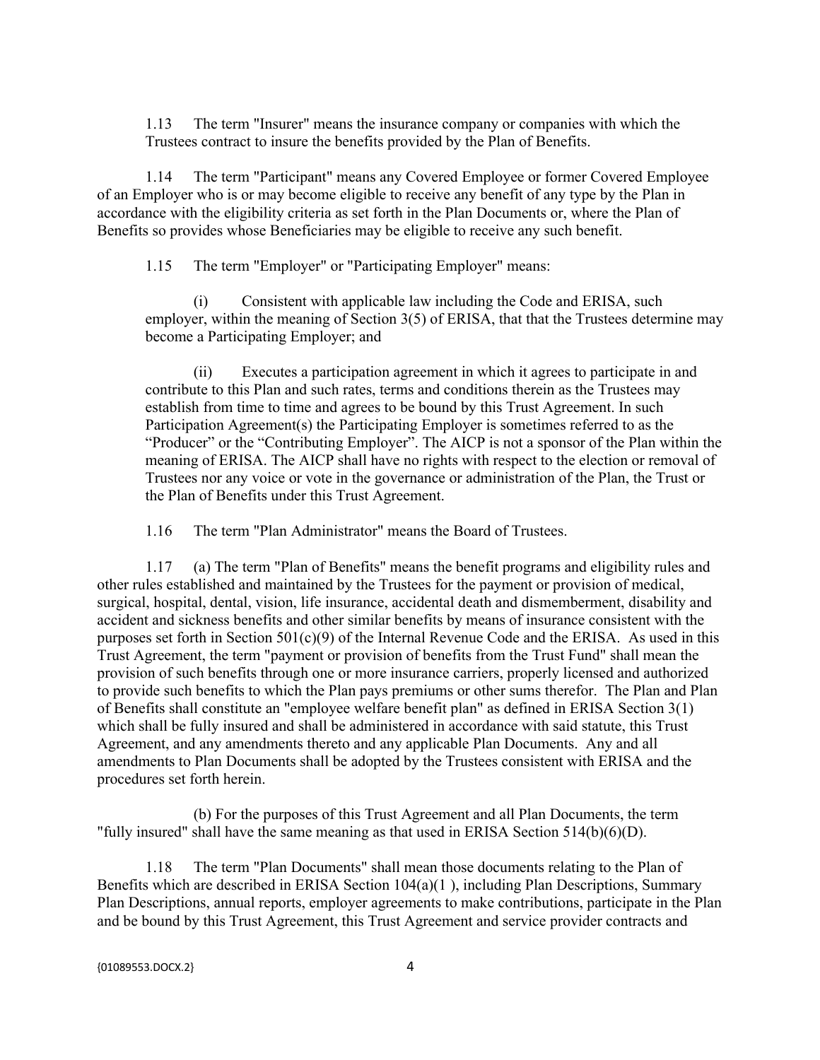1.13 The term "Insurer" means the insurance company or companies with which the Trustees contract to insure the benefits provided by the Plan of Benefits.

1.14 The term "Participant" means any Covered Employee or former Covered Employee of an Employer who is or may become eligible to receive any benefit of any type by the Plan in accordance with the eligibility criteria as set forth in the Plan Documents or, where the Plan of Benefits so provides whose Beneficiaries may be eligible to receive any such benefit.

1.15 The term "Employer" or "Participating Employer" means:

(i) Consistent with applicable law including the Code and ERISA, such employer, within the meaning of Section 3(5) of ERISA, that that the Trustees determine may become a Participating Employer; and

(ii) Executes a participation agreement in which it agrees to participate in and contribute to this Plan and such rates, terms and conditions therein as the Trustees may establish from time to time and agrees to be bound by this Trust Agreement. In such Participation Agreement(s) the Participating Employer is sometimes referred to as the "Producer" or the "Contributing Employer". The AICP is not a sponsor of the Plan within the meaning of ERISA. The AICP shall have no rights with respect to the election or removal of Trustees nor any voice or vote in the governance or administration of the Plan, the Trust or the Plan of Benefits under this Trust Agreement.

1.16 The term "Plan Administrator" means the Board of Trustees.

1.17 (a) The term "Plan of Benefits" means the benefit programs and eligibility rules and other rules established and maintained by the Trustees for the payment or provision of medical, surgical, hospital, dental, vision, life insurance, accidental death and dismemberment, disability and accident and sickness benefits and other similar benefits by means of insurance consistent with the purposes set forth in Section 501(c)(9) of the Internal Revenue Code and the ERISA. As used in this Trust Agreement, the term "payment or provision of benefits from the Trust Fund" shall mean the provision of such benefits through one or more insurance carriers, properly licensed and authorized to provide such benefits to which the Plan pays premiums or other sums therefor. The Plan and Plan of Benefits shall constitute an "employee welfare benefit plan" as defined in ERISA Section 3(1) which shall be fully insured and shall be administered in accordance with said statute, this Trust Agreement, and any amendments thereto and any applicable Plan Documents. Any and all amendments to Plan Documents shall be adopted by the Trustees consistent with ERISA and the procedures set forth herein.

(b) For the purposes of this Trust Agreement and all Plan Documents, the term "fully insured" shall have the same meaning as that used in ERISA Section 514(b)(6)(D).

1.18 The term "Plan Documents" shall mean those documents relating to the Plan of Benefits which are described in ERISA Section 104(a)(1 ), including Plan Descriptions, Summary Plan Descriptions, annual reports, employer agreements to make contributions, participate in the Plan and be bound by this Trust Agreement, this Trust Agreement and service provider contracts and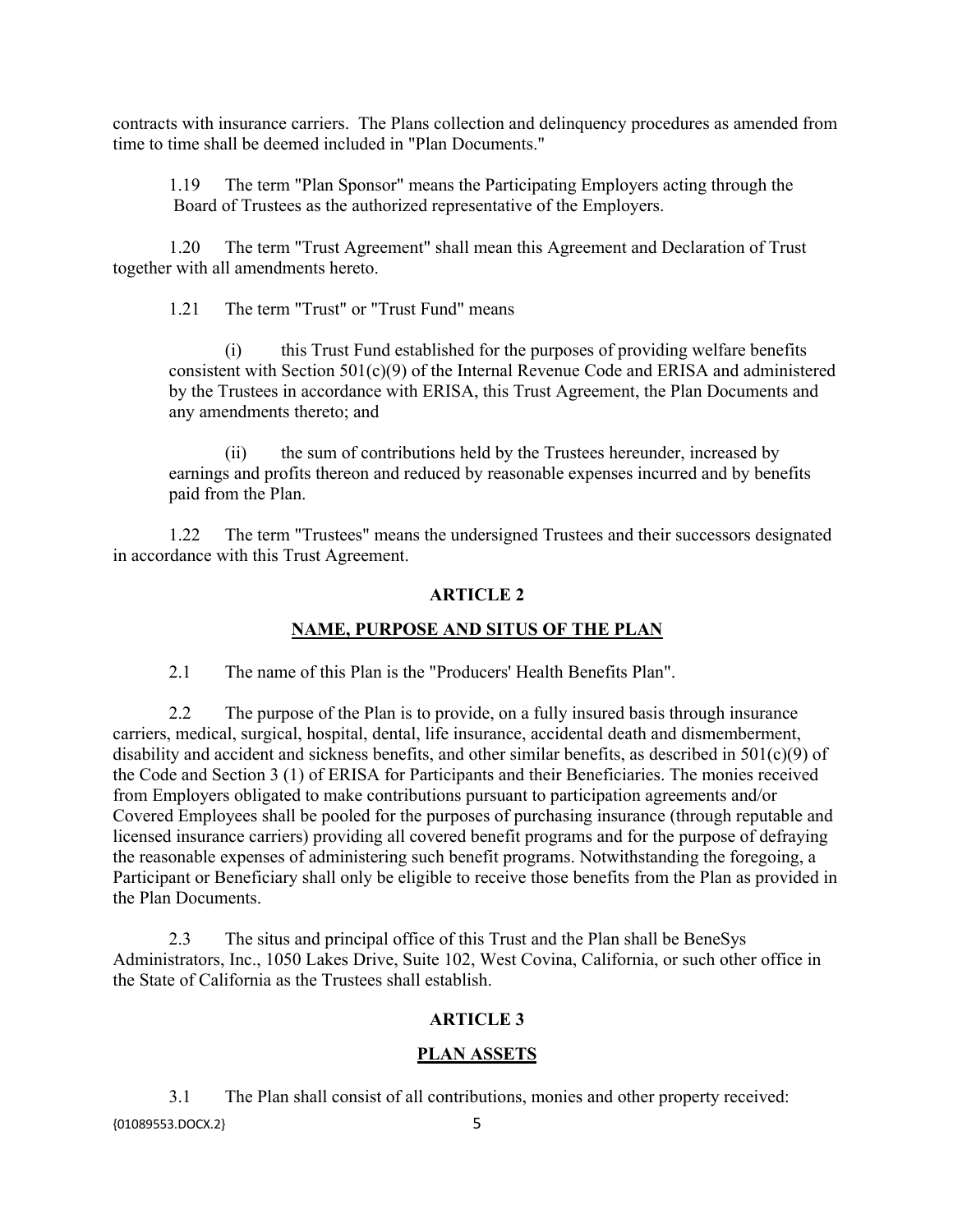contracts with insurance carriers. The Plans collection and delinquency procedures as amended from time to time shall be deemed included in "Plan Documents."

1.19 The term "Plan Sponsor" means the Participating Employers acting through the Board of Trustees as the authorized representative of the Employers.

1.20 The term "Trust Agreement" shall mean this Agreement and Declaration of Trust together with all amendments hereto.

1.21 The term "Trust" or "Trust Fund" means

(i) this Trust Fund established for the purposes of providing welfare benefits consistent with Section 501(c)(9) of the Internal Revenue Code and ERISA and administered by the Trustees in accordance with ERISA, this Trust Agreement, the Plan Documents and any amendments thereto; and

(ii) the sum of contributions held by the Trustees hereunder, increased by earnings and profits thereon and reduced by reasonable expenses incurred and by benefits paid from the Plan.

1.22 The term "Trustees" means the undersigned Trustees and their successors designated in accordance with this Trust Agreement.

## ARTICLE 2

## NAME, PURPOSE AND SITUS OF THE PLAN

2.1 The name of this Plan is the "Producers' Health Benefits Plan".

2.2 The purpose of the Plan is to provide, on a fully insured basis through insurance carriers, medical, surgical, hospital, dental, life insurance, accidental death and dismemberment, disability and accident and sickness benefits, and other similar benefits, as described in 501(c)(9) of the Code and Section 3 (1) of ERISA for Participants and their Beneficiaries. The monies received from Employers obligated to make contributions pursuant to participation agreements and/or Covered Employees shall be pooled for the purposes of purchasing insurance (through reputable and licensed insurance carriers) providing all covered benefit programs and for the purpose of defraying the reasonable expenses of administering such benefit programs. Notwithstanding the foregoing, a Participant or Beneficiary shall only be eligible to receive those benefits from the Plan as provided in the Plan Documents.

2.3 The situs and principal office of this Trust and the Plan shall be BeneSys Administrators, Inc., 1050 Lakes Drive, Suite 102, West Covina, California, or such other office in the State of California as the Trustees shall establish.

## ARTICLE 3

## PLAN ASSETS

3.1 The Plan shall consist of all contributions, monies and other property received: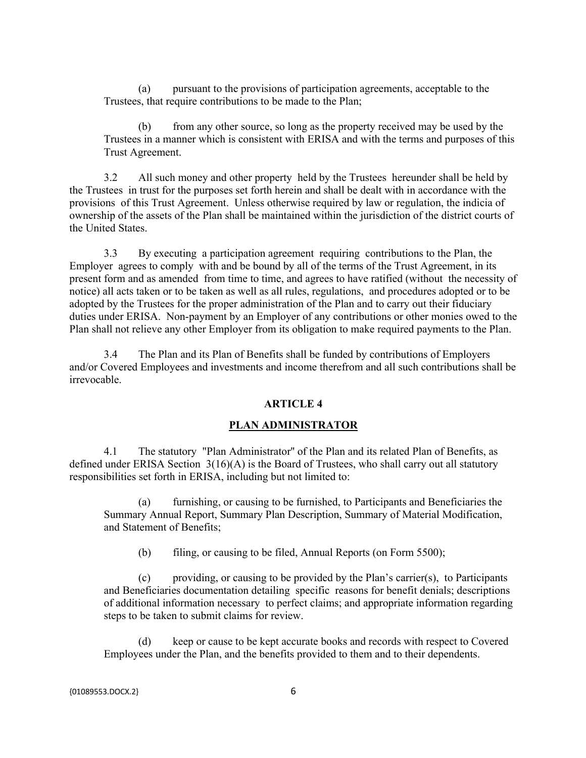(a) pursuant to the provisions of participation agreements, acceptable to the Trustees, that require contributions to be made to the Plan;

(b) from any other source, so long as the property received may be used by the Trustees in a manner which is consistent with ERISA and with the terms and purposes of this Trust Agreement.

3.2 All such money and other property held by the Trustees hereunder shall be held by the Trustees in trust for the purposes set forth herein and shall be dealt with in accordance with the provisions of this Trust Agreement. Unless otherwise required by law or regulation, the indicia of ownership of the assets of the Plan shall be maintained within the jurisdiction of the district courts of the United States.

3.3 By executing a participation agreement requiring contributions to the Plan, the Employer agrees to comply with and be bound by all of the terms of the Trust Agreement, in its present form and as amended from time to time, and agrees to have ratified (without the necessity of notice) all acts taken or to be taken as well as all rules, regulations, and procedures adopted or to be adopted by the Trustees for the proper administration of the Plan and to carry out their fiduciary duties under ERISA. Non-payment by an Employer of any contributions or other monies owed to the Plan shall not relieve any other Employer from its obligation to make required payments to the Plan.

3.4 The Plan and its Plan of Benefits shall be funded by contributions of Employers and/or Covered Employees and investments and income therefrom and all such contributions shall be irrevocable.

## ARTICLE 4

## PLAN ADMINISTRATOR

4.1 The statutory "Plan Administrator" of the Plan and its related Plan of Benefits, as defined under ERISA Section 3(16)(A) is the Board of Trustees, who shall carry out all statutory responsibilities set forth in ERISA, including but not limited to:

(a) furnishing, or causing to be furnished, to Participants and Beneficiaries the Summary Annual Report, Summary Plan Description, Summary of Material Modification, and Statement of Benefits;

(b) filing, or causing to be filed, Annual Reports (on Form 5500);

(c) providing, or causing to be provided by the Plan's carrier(s), to Participants and Beneficiaries documentation detailing specific reasons for benefit denials; descriptions of additional information necessary to perfect claims; and appropriate information regarding steps to be taken to submit claims for review.

(d) keep or cause to be kept accurate books and records with respect to Covered Employees under the Plan, and the benefits provided to them and to their dependents.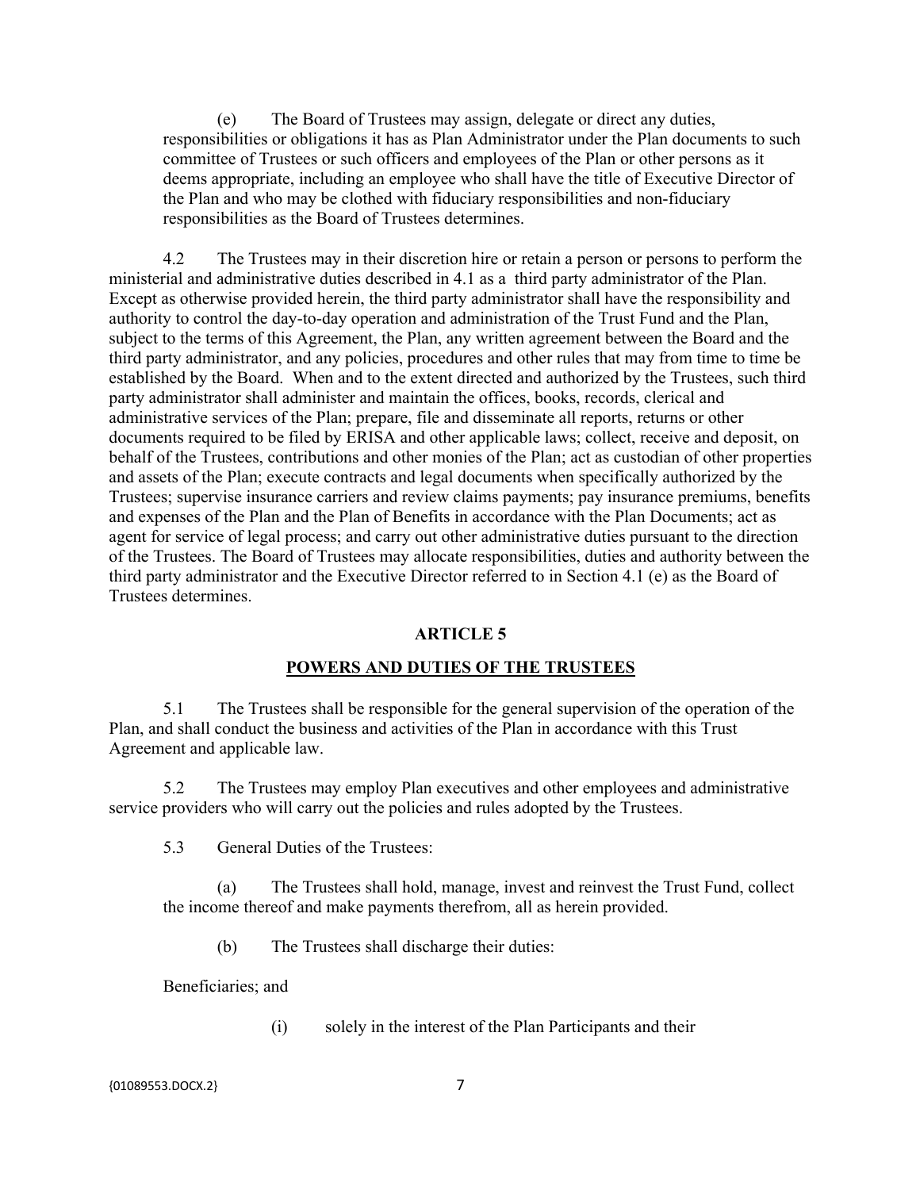(e) The Board of Trustees may assign, delegate or direct any duties, responsibilities or obligations it has as Plan Administrator under the Plan documents to such committee of Trustees or such officers and employees of the Plan or other persons as it deems appropriate, including an employee who shall have the title of Executive Director of the Plan and who may be clothed with fiduciary responsibilities and non-fiduciary responsibilities as the Board of Trustees determines.

4.2 The Trustees may in their discretion hire or retain a person or persons to perform the ministerial and administrative duties described in 4.1 as a third party administrator of the Plan. Except as otherwise provided herein, the third party administrator shall have the responsibility and authority to control the day-to-day operation and administration of the Trust Fund and the Plan, subject to the terms of this Agreement, the Plan, any written agreement between the Board and the third party administrator, and any policies, procedures and other rules that may from time to time be established by the Board. When and to the extent directed and authorized by the Trustees, such third party administrator shall administer and maintain the offices, books, records, clerical and administrative services of the Plan; prepare, file and disseminate all reports, returns or other documents required to be filed by ERISA and other applicable laws; collect, receive and deposit, on behalf of the Trustees, contributions and other monies of the Plan; act as custodian of other properties and assets of the Plan; execute contracts and legal documents when specifically authorized by the Trustees; supervise insurance carriers and review claims payments; pay insurance premiums, benefits and expenses of the Plan and the Plan of Benefits in accordance with the Plan Documents; act as agent for service of legal process; and carry out other administrative duties pursuant to the direction of the Trustees. The Board of Trustees may allocate responsibilities, duties and authority between the third party administrator and the Executive Director referred to in Section 4.1 (e) as the Board of Trustees determines.

## ARTICLE 5

## POWERS AND DUTIES OF THE TRUSTEES

5.1 The Trustees shall be responsible for the general supervision of the operation of the Plan, and shall conduct the business and activities of the Plan in accordance with this Trust Agreement and applicable law.

5.2 The Trustees may employ Plan executives and other employees and administrative service providers who will carry out the policies and rules adopted by the Trustees.

5.3 General Duties of the Trustees:

(a) The Trustees shall hold, manage, invest and reinvest the Trust Fund, collect the income thereof and make payments therefrom, all as herein provided.

(b) The Trustees shall discharge their duties:

Beneficiaries; and

(i) solely in the interest of the Plan Participants and their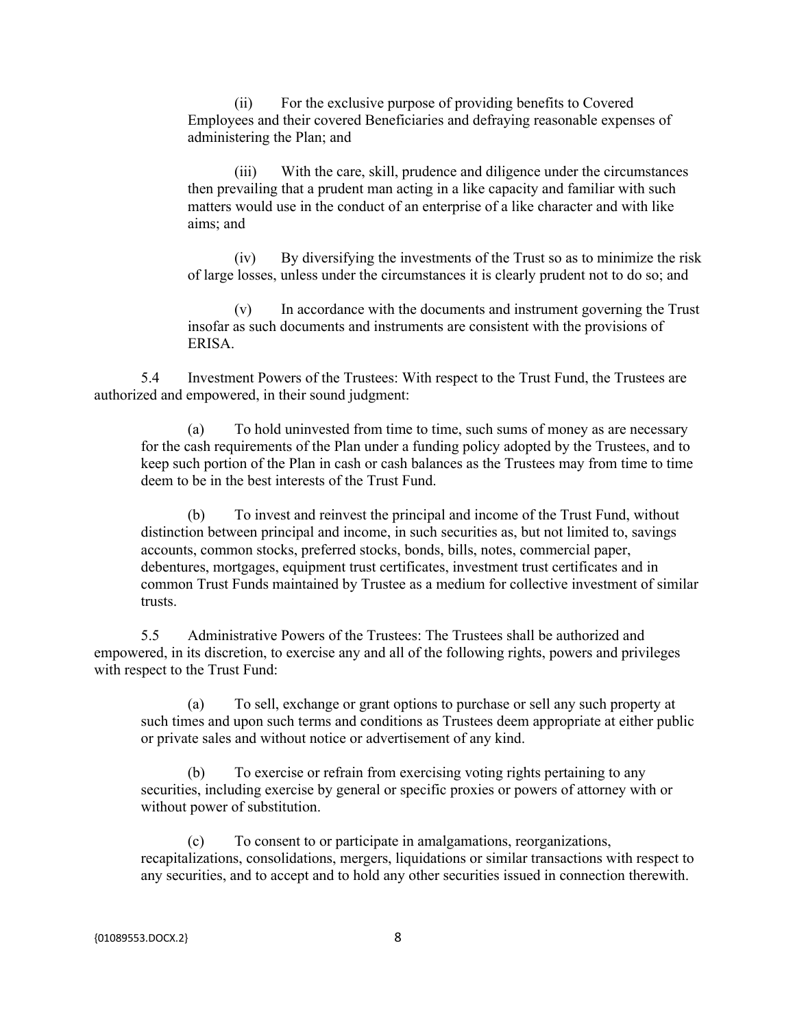(ii) For the exclusive purpose of providing benefits to Covered Employees and their covered Beneficiaries and defraying reasonable expenses of administering the Plan; and

(iii) With the care, skill, prudence and diligence under the circumstances then prevailing that a prudent man acting in a like capacity and familiar with such matters would use in the conduct of an enterprise of a like character and with like aims; and

(iv) By diversifying the investments of the Trust so as to minimize the risk of large losses, unless under the circumstances it is clearly prudent not to do so; and

(v) In accordance with the documents and instrument governing the Trust insofar as such documents and instruments are consistent with the provisions of ERISA.

5.4 Investment Powers of the Trustees: With respect to the Trust Fund, the Trustees are authorized and empowered, in their sound judgment:

(a) To hold uninvested from time to time, such sums of money as are necessary for the cash requirements of the Plan under a funding policy adopted by the Trustees, and to keep such portion of the Plan in cash or cash balances as the Trustees may from time to time deem to be in the best interests of the Trust Fund.

(b) To invest and reinvest the principal and income of the Trust Fund, without distinction between principal and income, in such securities as, but not limited to, savings accounts, common stocks, preferred stocks, bonds, bills, notes, commercial paper, debentures, mortgages, equipment trust certificates, investment trust certificates and in common Trust Funds maintained by Trustee as a medium for collective investment of similar trusts.

5.5 Administrative Powers of the Trustees: The Trustees shall be authorized and empowered, in its discretion, to exercise any and all of the following rights, powers and privileges with respect to the Trust Fund:

(a) To sell, exchange or grant options to purchase or sell any such property at such times and upon such terms and conditions as Trustees deem appropriate at either public or private sales and without notice or advertisement of any kind.

(b) To exercise or refrain from exercising voting rights pertaining to any securities, including exercise by general or specific proxies or powers of attorney with or without power of substitution.

(c) To consent to or participate in amalgamations, reorganizations, recapitalizations, consolidations, mergers, liquidations or similar transactions with respect to any securities, and to accept and to hold any other securities issued in connection therewith.

{01089553.DOCX.2}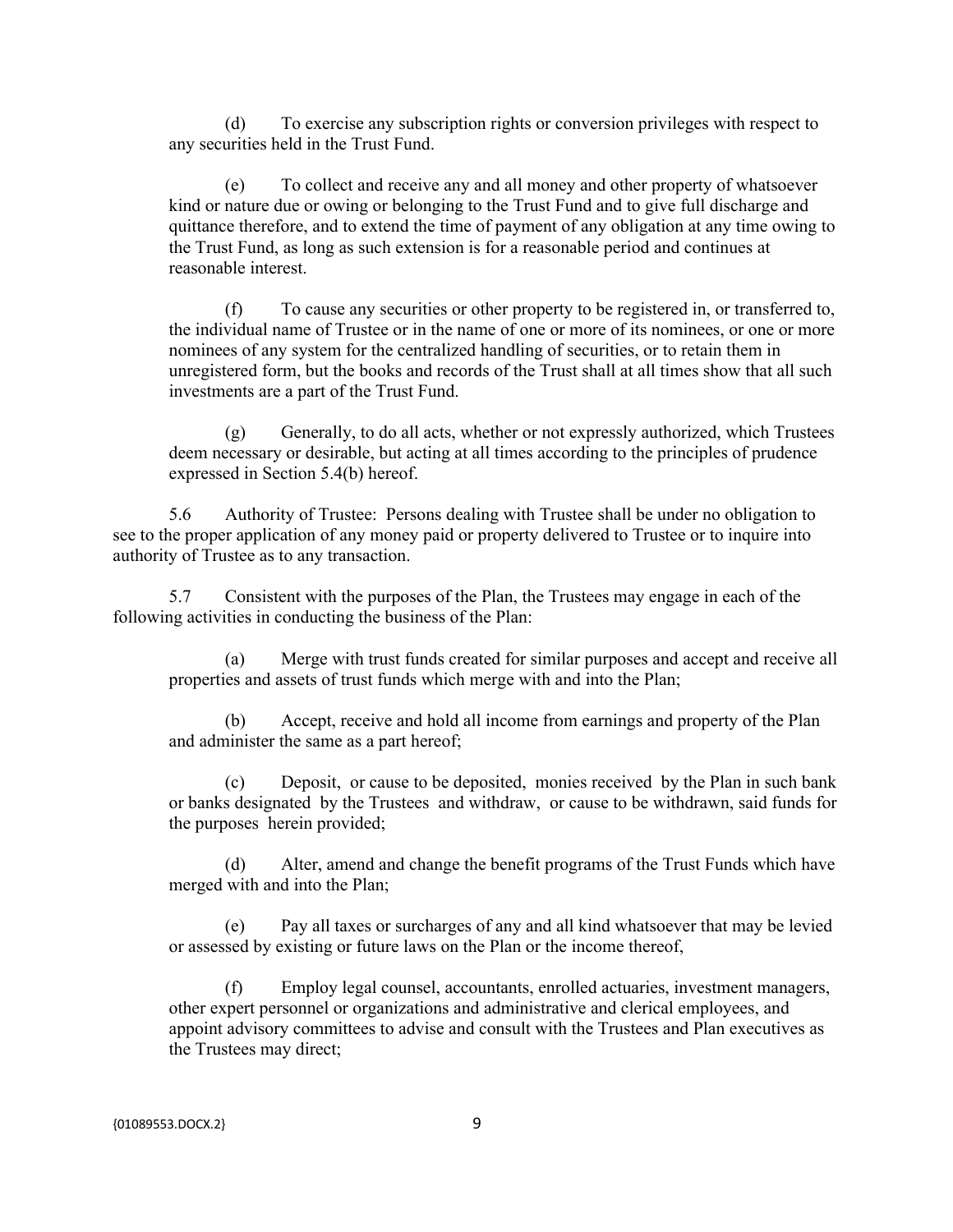(d) To exercise any subscription rights or conversion privileges with respect to any securities held in the Trust Fund.

(e) To collect and receive any and all money and other property of whatsoever kind or nature due or owing or belonging to the Trust Fund and to give full discharge and quittance therefore, and to extend the time of payment of any obligation at any time owing to the Trust Fund, as long as such extension is for a reasonable period and continues at reasonable interest.

(f) To cause any securities or other property to be registered in, or transferred to, the individual name of Trustee or in the name of one or more of its nominees, or one or more nominees of any system for the centralized handling of securities, or to retain them in unregistered form, but the books and records of the Trust shall at all times show that all such investments are a part of the Trust Fund.

(g) Generally, to do all acts, whether or not expressly authorized, which Trustees deem necessary or desirable, but acting at all times according to the principles of prudence expressed in Section 5.4(b) hereof.

5.6 Authority of Trustee: Persons dealing with Trustee shall be under no obligation to see to the proper application of any money paid or property delivered to Trustee or to inquire into authority of Trustee as to any transaction.

5.7 Consistent with the purposes of the Plan, the Trustees may engage in each of the following activities in conducting the business of the Plan:

(a) Merge with trust funds created for similar purposes and accept and receive all properties and assets of trust funds which merge with and into the Plan;

(b) Accept, receive and hold all income from earnings and property of the Plan and administer the same as a part hereof;

(c) Deposit, or cause to be deposited, monies received by the Plan in such bank or banks designated by the Trustees and withdraw, or cause to be withdrawn, said funds for the purposes herein provided;

(d) Alter, amend and change the benefit programs of the Trust Funds which have merged with and into the Plan;

(e) Pay all taxes or surcharges of any and all kind whatsoever that may be levied or assessed by existing or future laws on the Plan or the income thereof,

(f) Employ legal counsel, accountants, enrolled actuaries, investment managers, other expert personnel or organizations and administrative and clerical employees, and appoint advisory committees to advise and consult with the Trustees and Plan executives as the Trustees may direct;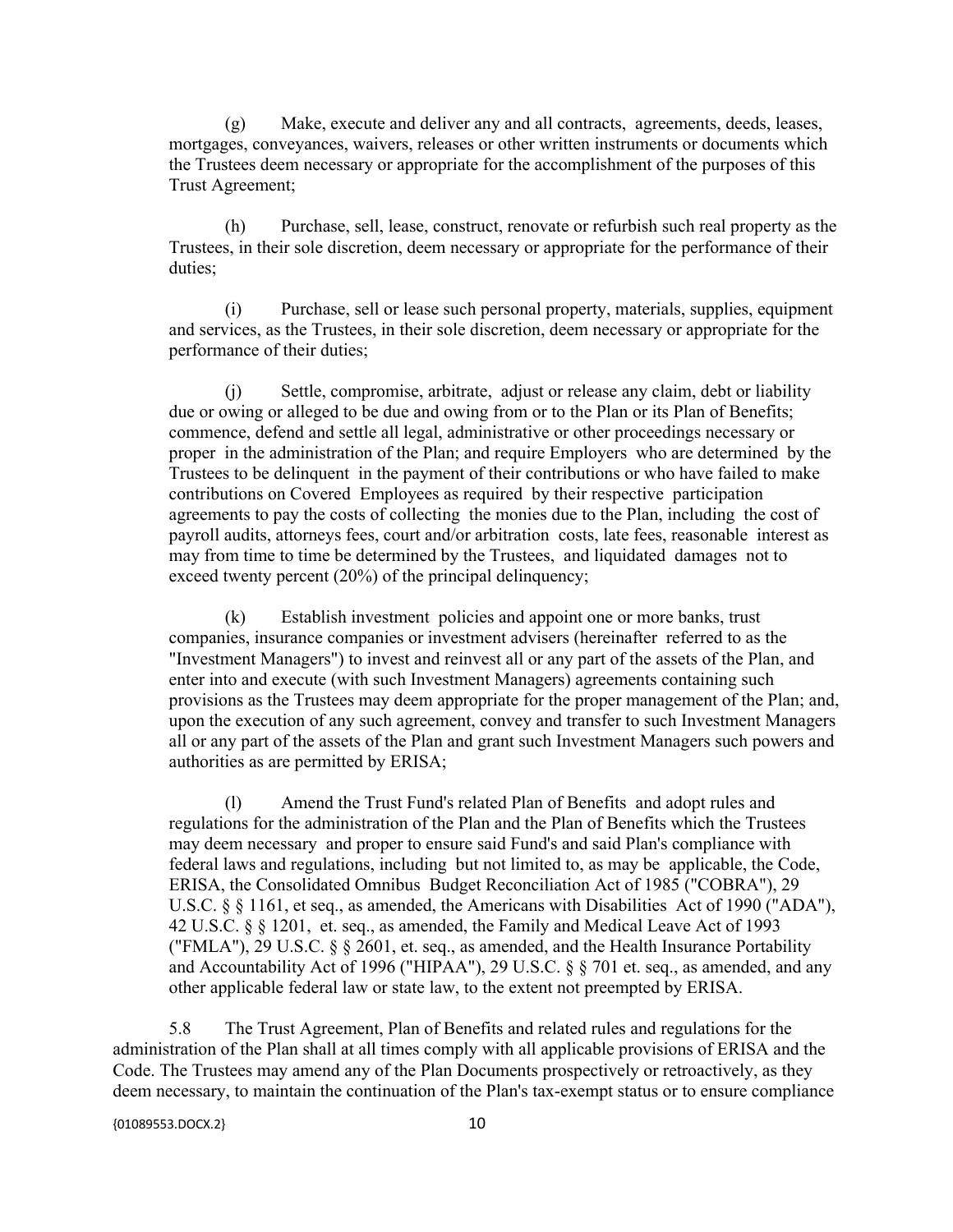(g) Make, execute and deliver any and all contracts, agreements, deeds, leases, mortgages, conveyances, waivers, releases or other written instruments or documents which the Trustees deem necessary or appropriate for the accomplishment of the purposes of this Trust Agreement;

(h) Purchase, sell, lease, construct, renovate or refurbish such real property as the Trustees, in their sole discretion, deem necessary or appropriate for the performance of their duties;

(i) Purchase, sell or lease such personal property, materials, supplies, equipment and services, as the Trustees, in their sole discretion, deem necessary or appropriate for the performance of their duties;

(j) Settle, compromise, arbitrate, adjust or release any claim, debt or liability due or owing or alleged to be due and owing from or to the Plan or its Plan of Benefits; commence, defend and settle all legal, administrative or other proceedings necessary or proper in the administration of the Plan; and require Employers who are determined by the Trustees to be delinquent in the payment of their contributions or who have failed to make contributions on Covered Employees as required by their respective participation agreements to pay the costs of collecting the monies due to the Plan, including the cost of payroll audits, attorneys fees, court and/or arbitration costs, late fees, reasonable interest as may from time to time be determined by the Trustees, and liquidated damages not to exceed twenty percent (20%) of the principal delinquency;

(k) Establish investment policies and appoint one or more banks, trust companies, insurance companies or investment advisers (hereinafter referred to as the "Investment Managers") to invest and reinvest all or any part of the assets of the Plan, and enter into and execute (with such Investment Managers) agreements containing such provisions as the Trustees may deem appropriate for the proper management of the Plan; and, upon the execution of any such agreement, convey and transfer to such Investment Managers all or any part of the assets of the Plan and grant such Investment Managers such powers and authorities as are permitted by ERISA;

(l) Amend the Trust Fund's related Plan of Benefits and adopt rules and regulations for the administration of the Plan and the Plan of Benefits which the Trustees may deem necessary and proper to ensure said Fund's and said Plan's compliance with federal laws and regulations, including but not limited to, as may be applicable, the Code, ERISA, the Consolidated Omnibus Budget Reconciliation Act of 1985 ("COBRA"), 29 U.S.C. § § 1161, et seq., as amended, the Americans with Disabilities Act of 1990 ("ADA"), 42 U.S.C. § § 1201, et. seq., as amended, the Family and Medical Leave Act of 1993 ("FMLA"), 29 U.S.C. § § 2601, et. seq., as amended, and the Health Insurance Portability and Accountability Act of 1996 ("HIPAA"), 29 U.S.C. § § 701 et. seq., as amended, and any other applicable federal law or state law, to the extent not preempted by ERISA.

5.8 The Trust Agreement, Plan of Benefits and related rules and regulations for the administration of the Plan shall at all times comply with all applicable provisions of ERISA and the Code. The Trustees may amend any of the Plan Documents prospectively or retroactively, as they deem necessary, to maintain the continuation of the Plan's tax-exempt status or to ensure compliance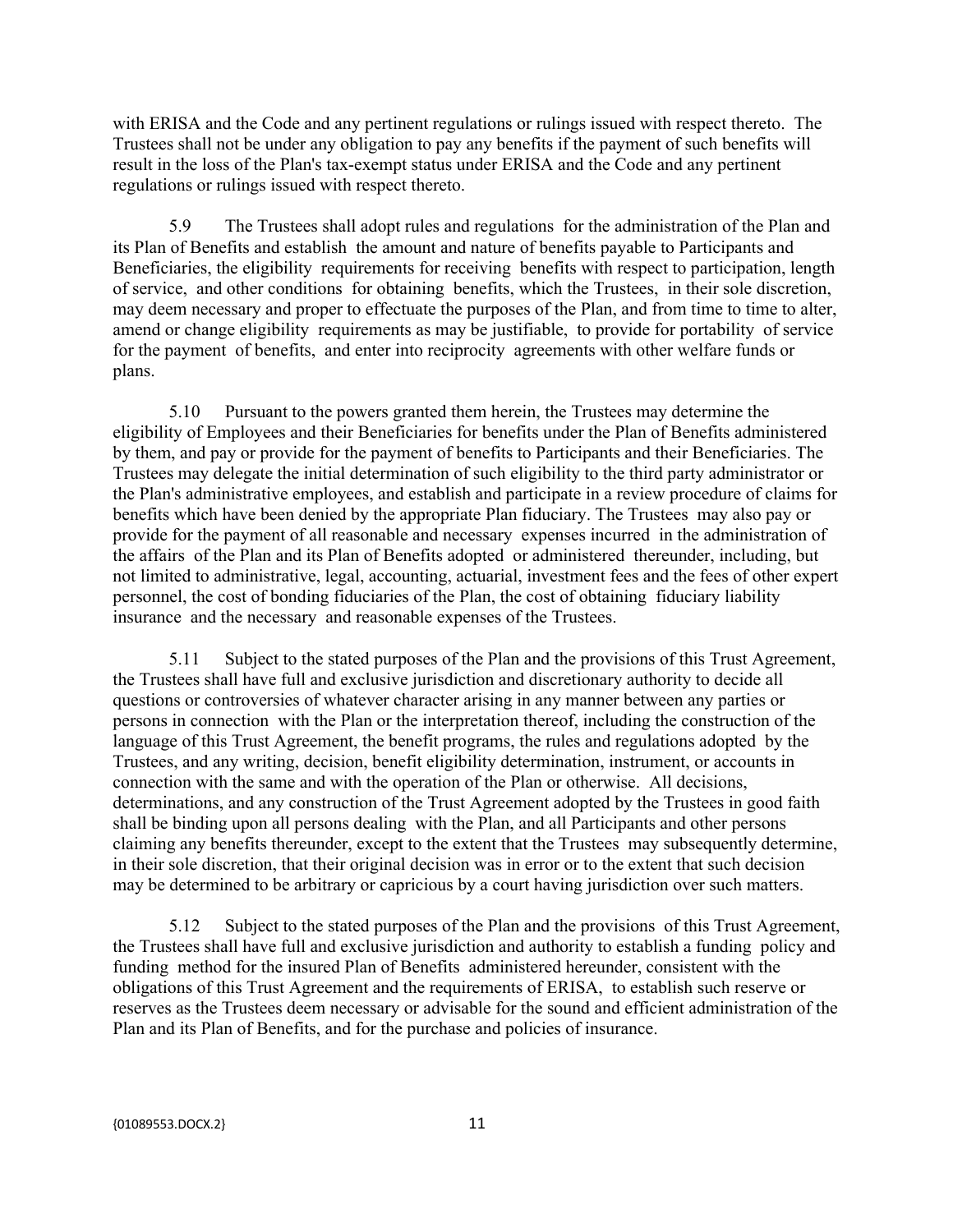with ERISA and the Code and any pertinent regulations or rulings issued with respect thereto. The Trustees shall not be under any obligation to pay any benefits if the payment of such benefits will result in the loss of the Plan's tax-exempt status under ERISA and the Code and any pertinent regulations or rulings issued with respect thereto.

5.9 The Trustees shall adopt rules and regulations for the administration of the Plan and its Plan of Benefits and establish the amount and nature of benefits payable to Participants and Beneficiaries, the eligibility requirements for receiving benefits with respect to participation, length of service, and other conditions for obtaining benefits, which the Trustees, in their sole discretion, may deem necessary and proper to effectuate the purposes of the Plan, and from time to time to alter, amend or change eligibility requirements as may be justifiable, to provide for portability of service for the payment of benefits, and enter into reciprocity agreements with other welfare funds or plans.

5.10 Pursuant to the powers granted them herein, the Trustees may determine the eligibility of Employees and their Beneficiaries for benefits under the Plan of Benefits administered by them, and pay or provide for the payment of benefits to Participants and their Beneficiaries. The Trustees may delegate the initial determination of such eligibility to the third party administrator or the Plan's administrative employees, and establish and participate in a review procedure of claims for benefits which have been denied by the appropriate Plan fiduciary. The Trustees may also pay or provide for the payment of all reasonable and necessary expenses incurred in the administration of the affairs of the Plan and its Plan of Benefits adopted or administered thereunder, including, but not limited to administrative, legal, accounting, actuarial, investment fees and the fees of other expert personnel, the cost of bonding fiduciaries of the Plan, the cost of obtaining fiduciary liability insurance and the necessary and reasonable expenses of the Trustees.

5.11 Subject to the stated purposes of the Plan and the provisions of this Trust Agreement, the Trustees shall have full and exclusive jurisdiction and discretionary authority to decide all questions or controversies of whatever character arising in any manner between any parties or persons in connection with the Plan or the interpretation thereof, including the construction of the language of this Trust Agreement, the benefit programs, the rules and regulations adopted by the Trustees, and any writing, decision, benefit eligibility determination, instrument, or accounts in connection with the same and with the operation of the Plan or otherwise. All decisions, determinations, and any construction of the Trust Agreement adopted by the Trustees in good faith shall be binding upon all persons dealing with the Plan, and all Participants and other persons claiming any benefits thereunder, except to the extent that the Trustees may subsequently determine, in their sole discretion, that their original decision was in error or to the extent that such decision may be determined to be arbitrary or capricious by a court having jurisdiction over such matters.

5.12 Subject to the stated purposes of the Plan and the provisions of this Trust Agreement, the Trustees shall have full and exclusive jurisdiction and authority to establish a funding policy and funding method for the insured Plan of Benefits administered hereunder, consistent with the obligations of this Trust Agreement and the requirements of ERISA, to establish such reserve or reserves as the Trustees deem necessary or advisable for the sound and efficient administration of the Plan and its Plan of Benefits, and for the purchase and policies of insurance.

{01089553.DOCX.2}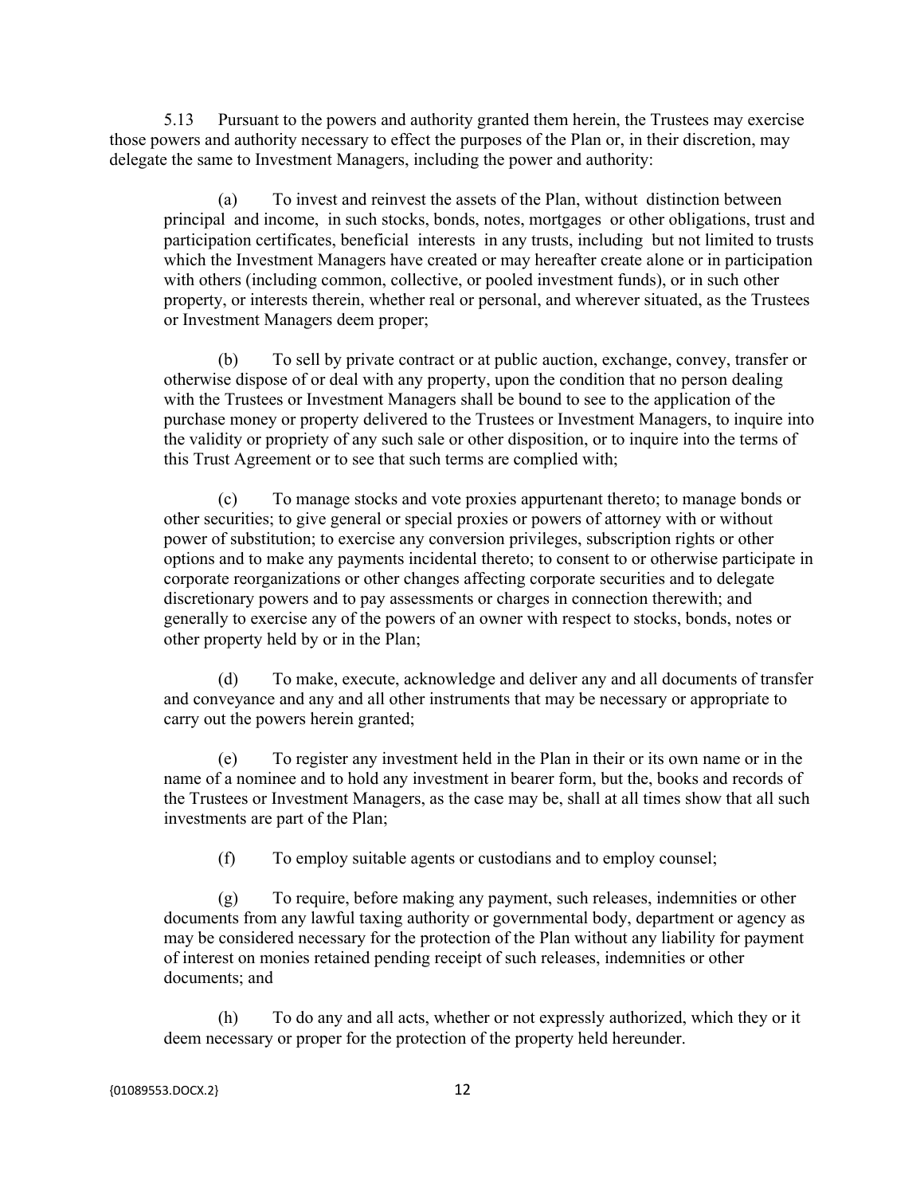5.13 Pursuant to the powers and authority granted them herein, the Trustees may exercise those powers and authority necessary to effect the purposes of the Plan or, in their discretion, may delegate the same to Investment Managers, including the power and authority:

(a) To invest and reinvest the assets of the Plan, without distinction between principal and income, in such stocks, bonds, notes, mortgages or other obligations, trust and participation certificates, beneficial interests in any trusts, including but not limited to trusts which the Investment Managers have created or may hereafter create alone or in participation with others (including common, collective, or pooled investment funds), or in such other property, or interests therein, whether real or personal, and wherever situated, as the Trustees or Investment Managers deem proper;

(b) To sell by private contract or at public auction, exchange, convey, transfer or otherwise dispose of or deal with any property, upon the condition that no person dealing with the Trustees or Investment Managers shall be bound to see to the application of the purchase money or property delivered to the Trustees or Investment Managers, to inquire into the validity or propriety of any such sale or other disposition, or to inquire into the terms of this Trust Agreement or to see that such terms are complied with;

(c) To manage stocks and vote proxies appurtenant thereto; to manage bonds or other securities; to give general or special proxies or powers of attorney with or without power of substitution; to exercise any conversion privileges, subscription rights or other options and to make any payments incidental thereto; to consent to or otherwise participate in corporate reorganizations or other changes affecting corporate securities and to delegate discretionary powers and to pay assessments or charges in connection therewith; and generally to exercise any of the powers of an owner with respect to stocks, bonds, notes or other property held by or in the Plan;

(d) To make, execute, acknowledge and deliver any and all documents of transfer and conveyance and any and all other instruments that may be necessary or appropriate to carry out the powers herein granted;

(e) To register any investment held in the Plan in their or its own name or in the name of a nominee and to hold any investment in bearer form, but the, books and records of the Trustees or Investment Managers, as the case may be, shall at all times show that all such investments are part of the Plan;

(f) To employ suitable agents or custodians and to employ counsel;

(g) To require, before making any payment, such releases, indemnities or other documents from any lawful taxing authority or governmental body, department or agency as may be considered necessary for the protection of the Plan without any liability for payment of interest on monies retained pending receipt of such releases, indemnities or other documents; and

(h) To do any and all acts, whether or not expressly authorized, which they or it deem necessary or proper for the protection of the property held hereunder.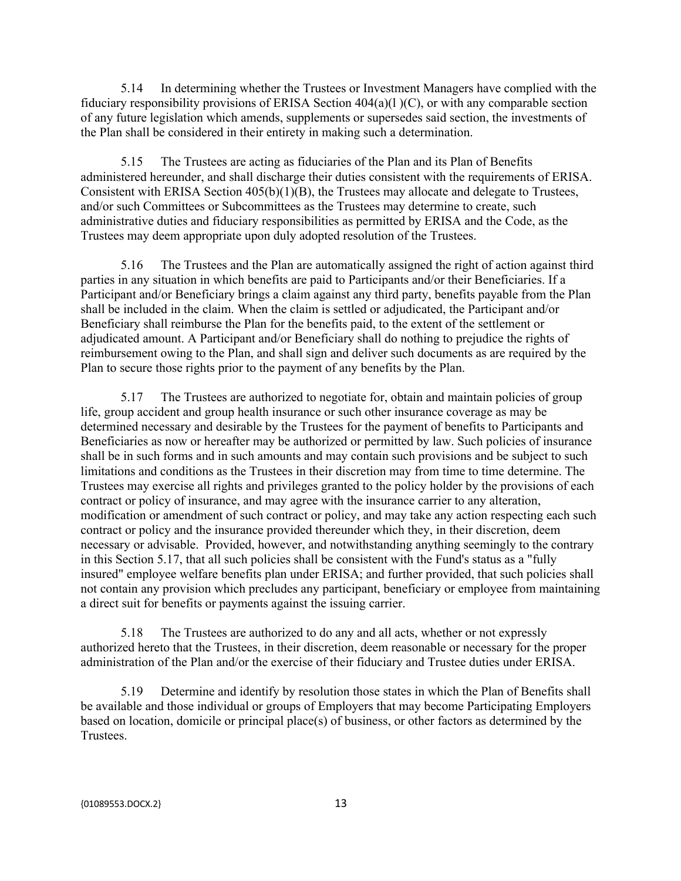5.14 In determining whether the Trustees or Investment Managers have complied with the fiduciary responsibility provisions of ERISA Section 404(a)(l )(C), or with any comparable section of any future legislation which amends, supplements or supersedes said section, the investments of the Plan shall be considered in their entirety in making such a determination.

5.15 The Trustees are acting as fiduciaries of the Plan and its Plan of Benefits administered hereunder, and shall discharge their duties consistent with the requirements of ERISA. Consistent with ERISA Section 405(b)(1)(B), the Trustees may allocate and delegate to Trustees, and/or such Committees or Subcommittees as the Trustees may determine to create, such administrative duties and fiduciary responsibilities as permitted by ERISA and the Code, as the Trustees may deem appropriate upon duly adopted resolution of the Trustees.

5.16 The Trustees and the Plan are automatically assigned the right of action against third parties in any situation in which benefits are paid to Participants and/or their Beneficiaries. If a Participant and/or Beneficiary brings a claim against any third party, benefits payable from the Plan shall be included in the claim. When the claim is settled or adjudicated, the Participant and/or Beneficiary shall reimburse the Plan for the benefits paid, to the extent of the settlement or adjudicated amount. A Participant and/or Beneficiary shall do nothing to prejudice the rights of reimbursement owing to the Plan, and shall sign and deliver such documents as are required by the Plan to secure those rights prior to the payment of any benefits by the Plan.

5.17 The Trustees are authorized to negotiate for, obtain and maintain policies of group life, group accident and group health insurance or such other insurance coverage as may be determined necessary and desirable by the Trustees for the payment of benefits to Participants and Beneficiaries as now or hereafter may be authorized or permitted by law. Such policies of insurance shall be in such forms and in such amounts and may contain such provisions and be subject to such limitations and conditions as the Trustees in their discretion may from time to time determine. The Trustees may exercise all rights and privileges granted to the policy holder by the provisions of each contract or policy of insurance, and may agree with the insurance carrier to any alteration, modification or amendment of such contract or policy, and may take any action respecting each such contract or policy and the insurance provided thereunder which they, in their discretion, deem necessary or advisable. Provided, however, and notwithstanding anything seemingly to the contrary in this Section 5.17, that all such policies shall be consistent with the Fund's status as a "fully insured" employee welfare benefits plan under ERISA; and further provided, that such policies shall not contain any provision which precludes any participant, beneficiary or employee from maintaining a direct suit for benefits or payments against the issuing carrier.

5.18 The Trustees are authorized to do any and all acts, whether or not expressly authorized hereto that the Trustees, in their discretion, deem reasonable or necessary for the proper administration of the Plan and/or the exercise of their fiduciary and Trustee duties under ERISA.

5.19 Determine and identify by resolution those states in which the Plan of Benefits shall be available and those individual or groups of Employers that may become Participating Employers based on location, domicile or principal place(s) of business, or other factors as determined by the Trustees.

{01089553.DOCX.2}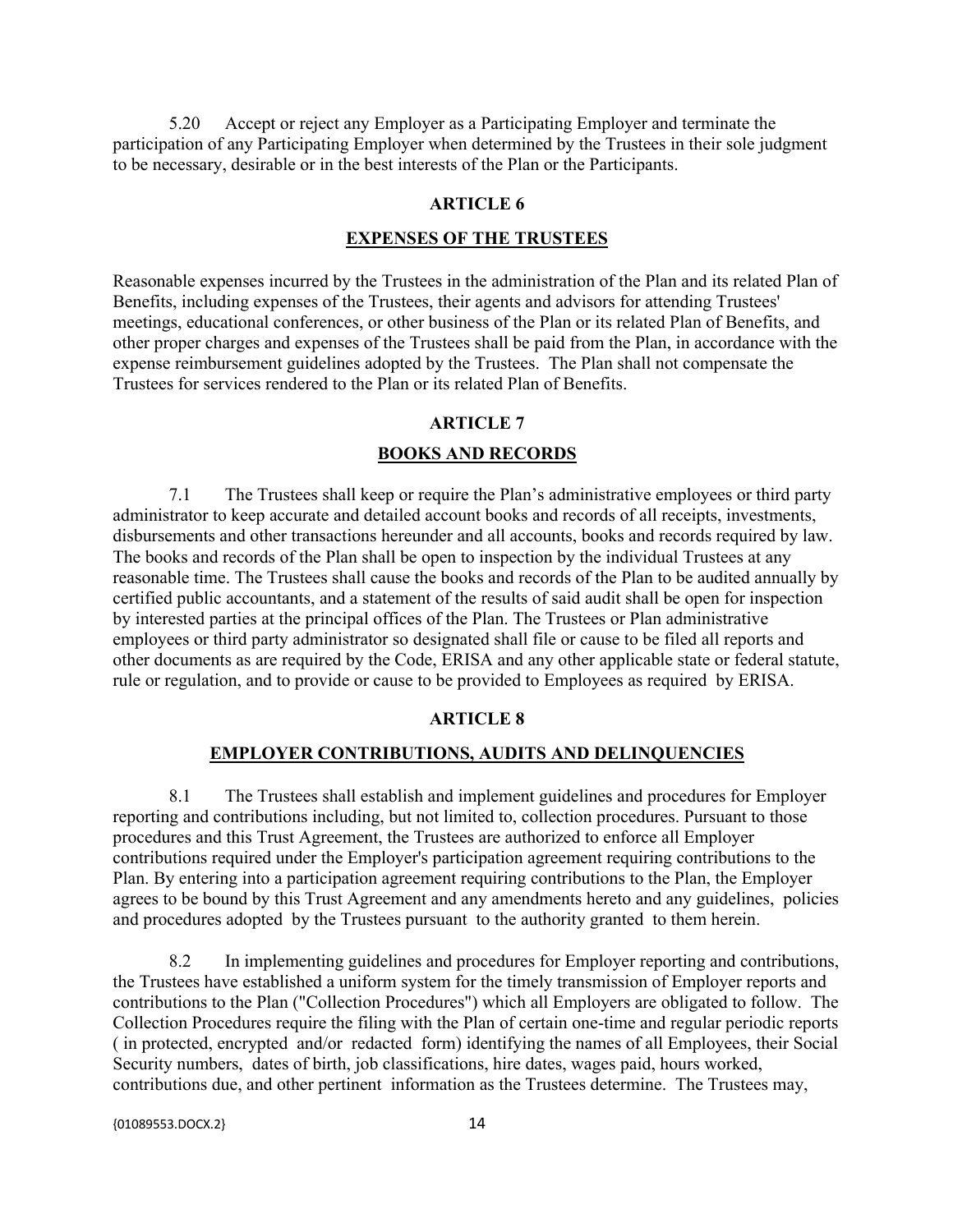5.20 Accept or reject any Employer as a Participating Employer and terminate the participation of any Participating Employer when determined by the Trustees in their sole judgment to be necessary, desirable or in the best interests of the Plan or the Participants.

## ARTICLE 6

## EXPENSES OF THE TRUSTEES

Reasonable expenses incurred by the Trustees in the administration of the Plan and its related Plan of Benefits, including expenses of the Trustees, their agents and advisors for attending Trustees' meetings, educational conferences, or other business of the Plan or its related Plan of Benefits, and other proper charges and expenses of the Trustees shall be paid from the Plan, in accordance with the expense reimbursement guidelines adopted by the Trustees. The Plan shall not compensate the Trustees for services rendered to the Plan or its related Plan of Benefits.

## ARTICLE 7

## BOOKS AND RECORDS

7.1 The Trustees shall keep or require the Plan's administrative employees or third party administrator to keep accurate and detailed account books and records of all receipts, investments, disbursements and other transactions hereunder and all accounts, books and records required by law. The books and records of the Plan shall be open to inspection by the individual Trustees at any reasonable time. The Trustees shall cause the books and records of the Plan to be audited annually by certified public accountants, and a statement of the results of said audit shall be open for inspection by interested parties at the principal offices of the Plan. The Trustees or Plan administrative employees or third party administrator so designated shall file or cause to be filed all reports and other documents as are required by the Code, ERISA and any other applicable state or federal statute, rule or regulation, and to provide or cause to be provided to Employees as required by ERISA.

## ARTICLE 8

## EMPLOYER CONTRIBUTIONS, AUDITS AND DELINQUENCIES

8.1 The Trustees shall establish and implement guidelines and procedures for Employer reporting and contributions including, but not limited to, collection procedures. Pursuant to those procedures and this Trust Agreement, the Trustees are authorized to enforce all Employer contributions required under the Employer's participation agreement requiring contributions to the Plan. By entering into a participation agreement requiring contributions to the Plan, the Employer agrees to be bound by this Trust Agreement and any amendments hereto and any guidelines, policies and procedures adopted by the Trustees pursuant to the authority granted to them herein.

8.2 In implementing guidelines and procedures for Employer reporting and contributions, the Trustees have established a uniform system for the timely transmission of Employer reports and contributions to the Plan ("Collection Procedures") which all Employers are obligated to follow. The Collection Procedures require the filing with the Plan of certain one-time and regular periodic reports ( in protected, encrypted and/or redacted form) identifying the names of all Employees, their Social Security numbers, dates of birth, job classifications, hire dates, wages paid, hours worked, contributions due, and other pertinent information as the Trustees determine. The Trustees may,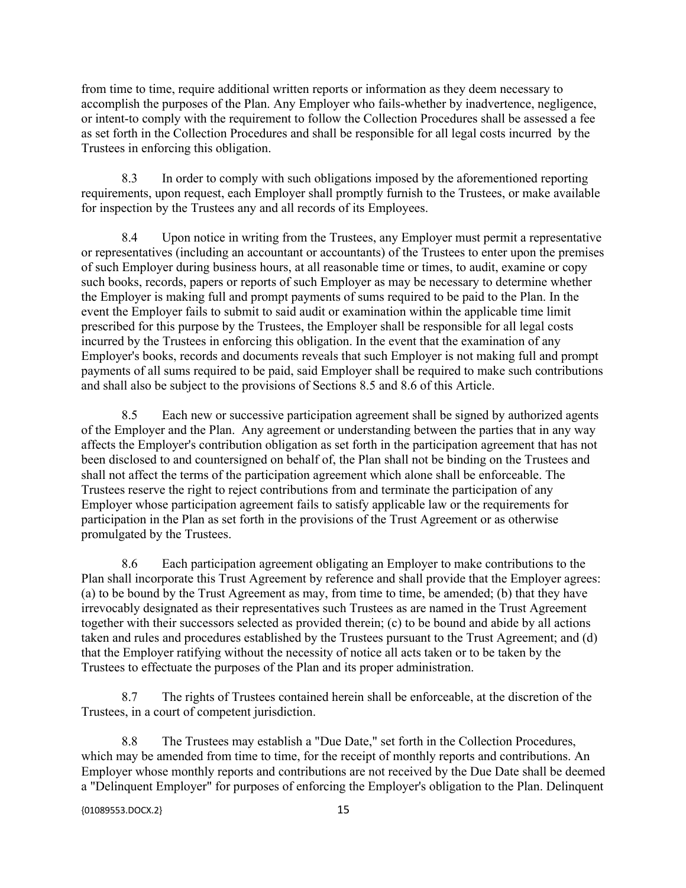from time to time, require additional written reports or information as they deem necessary to accomplish the purposes of the Plan. Any Employer who fails-whether by inadvertence, negligence, or intent-to comply with the requirement to follow the Collection Procedures shall be assessed a fee as set forth in the Collection Procedures and shall be responsible for all legal costs incurred by the Trustees in enforcing this obligation.

8.3 In order to comply with such obligations imposed by the aforementioned reporting requirements, upon request, each Employer shall promptly furnish to the Trustees, or make available for inspection by the Trustees any and all records of its Employees.

8.4 Upon notice in writing from the Trustees, any Employer must permit a representative or representatives (including an accountant or accountants) of the Trustees to enter upon the premises of such Employer during business hours, at all reasonable time or times, to audit, examine or copy such books, records, papers or reports of such Employer as may be necessary to determine whether the Employer is making full and prompt payments of sums required to be paid to the Plan. In the event the Employer fails to submit to said audit or examination within the applicable time limit prescribed for this purpose by the Trustees, the Employer shall be responsible for all legal costs incurred by the Trustees in enforcing this obligation. In the event that the examination of any Employer's books, records and documents reveals that such Employer is not making full and prompt payments of all sums required to be paid, said Employer shall be required to make such contributions and shall also be subject to the provisions of Sections 8.5 and 8.6 of this Article.

8.5 Each new or successive participation agreement shall be signed by authorized agents of the Employer and the Plan. Any agreement or understanding between the parties that in any way affects the Employer's contribution obligation as set forth in the participation agreement that has not been disclosed to and countersigned on behalf of, the Plan shall not be binding on the Trustees and shall not affect the terms of the participation agreement which alone shall be enforceable. The Trustees reserve the right to reject contributions from and terminate the participation of any Employer whose participation agreement fails to satisfy applicable law or the requirements for participation in the Plan as set forth in the provisions of the Trust Agreement or as otherwise promulgated by the Trustees.

8.6 Each participation agreement obligating an Employer to make contributions to the Plan shall incorporate this Trust Agreement by reference and shall provide that the Employer agrees: (a) to be bound by the Trust Agreement as may, from time to time, be amended; (b) that they have irrevocably designated as their representatives such Trustees as are named in the Trust Agreement together with their successors selected as provided therein; (c) to be bound and abide by all actions taken and rules and procedures established by the Trustees pursuant to the Trust Agreement; and (d) that the Employer ratifying without the necessity of notice all acts taken or to be taken by the Trustees to effectuate the purposes of the Plan and its proper administration.

8.7 The rights of Trustees contained herein shall be enforceable, at the discretion of the Trustees, in a court of competent jurisdiction.

8.8 The Trustees may establish a "Due Date," set forth in the Collection Procedures, which may be amended from time to time, for the receipt of monthly reports and contributions. An Employer whose monthly reports and contributions are not received by the Due Date shall be deemed a "Delinquent Employer" for purposes of enforcing the Employer's obligation to the Plan. Delinquent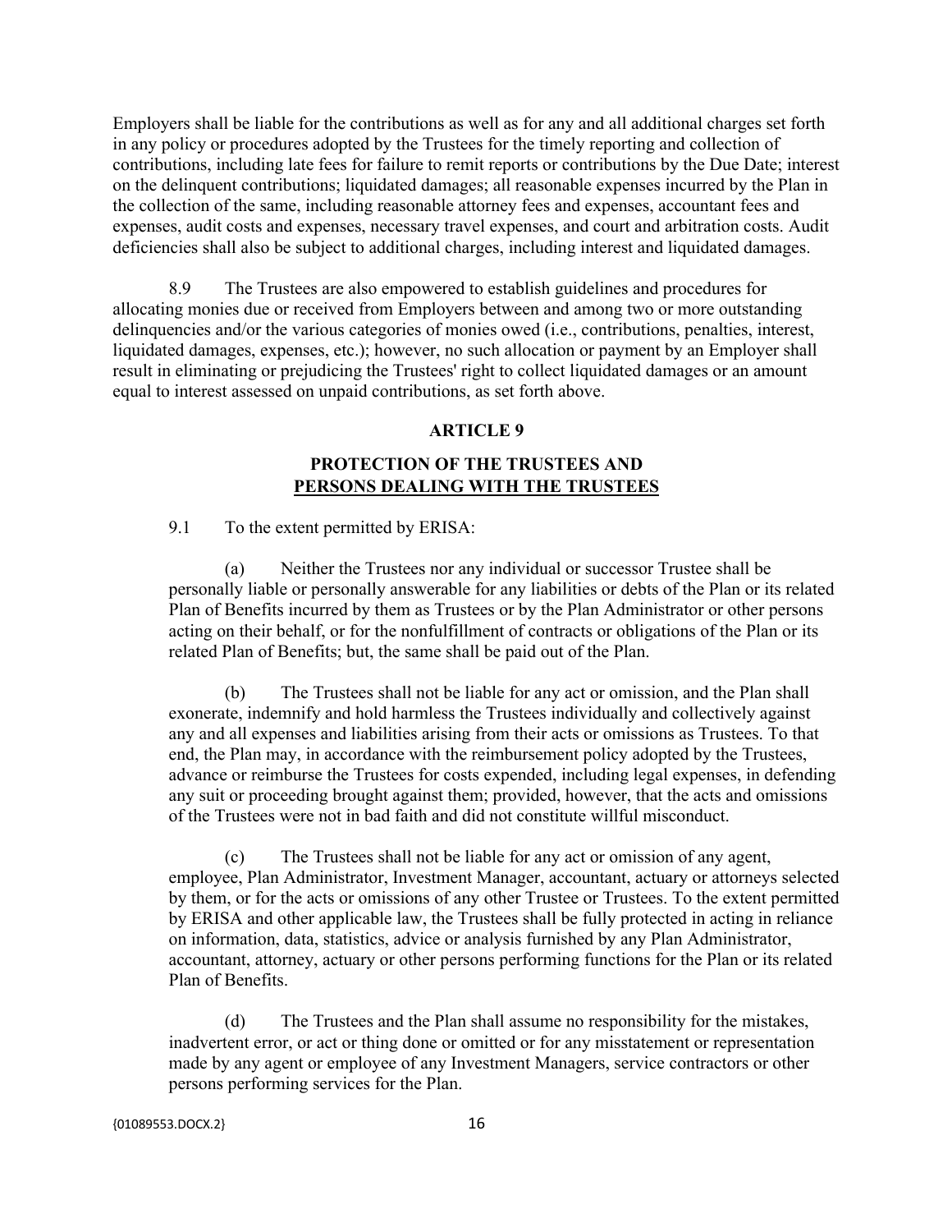Employers shall be liable for the contributions as well as for any and all additional charges set forth in any policy or procedures adopted by the Trustees for the timely reporting and collection of contributions, including late fees for failure to remit reports or contributions by the Due Date; interest on the delinquent contributions; liquidated damages; all reasonable expenses incurred by the Plan in the collection of the same, including reasonable attorney fees and expenses, accountant fees and expenses, audit costs and expenses, necessary travel expenses, and court and arbitration costs. Audit deficiencies shall also be subject to additional charges, including interest and liquidated damages.

8.9 The Trustees are also empowered to establish guidelines and procedures for allocating monies due or received from Employers between and among two or more outstanding delinquencies and/or the various categories of monies owed (i.e., contributions, penalties, interest, liquidated damages, expenses, etc.); however, no such allocation or payment by an Employer shall result in eliminating or prejudicing the Trustees' right to collect liquidated damages or an amount equal to interest assessed on unpaid contributions, as set forth above.

## ARTICLE 9

## PROTECTION OF THE TRUSTEES AND PERSONS DEALING WITH THE TRUSTEES

9.1 To the extent permitted by ERISA:

(a) Neither the Trustees nor any individual or successor Trustee shall be personally liable or personally answerable for any liabilities or debts of the Plan or its related Plan of Benefits incurred by them as Trustees or by the Plan Administrator or other persons acting on their behalf, or for the nonfulfillment of contracts or obligations of the Plan or its related Plan of Benefits; but, the same shall be paid out of the Plan.

(b) The Trustees shall not be liable for any act or omission, and the Plan shall exonerate, indemnify and hold harmless the Trustees individually and collectively against any and all expenses and liabilities arising from their acts or omissions as Trustees. To that end, the Plan may, in accordance with the reimbursement policy adopted by the Trustees, advance or reimburse the Trustees for costs expended, including legal expenses, in defending any suit or proceeding brought against them; provided, however, that the acts and omissions of the Trustees were not in bad faith and did not constitute willful misconduct.

(c) The Trustees shall not be liable for any act or omission of any agent, employee, Plan Administrator, Investment Manager, accountant, actuary or attorneys selected by them, or for the acts or omissions of any other Trustee or Trustees. To the extent permitted by ERISA and other applicable law, the Trustees shall be fully protected in acting in reliance on information, data, statistics, advice or analysis furnished by any Plan Administrator, accountant, attorney, actuary or other persons performing functions for the Plan or its related Plan of Benefits.

(d) The Trustees and the Plan shall assume no responsibility for the mistakes, inadvertent error, or act or thing done or omitted or for any misstatement or representation made by any agent or employee of any Investment Managers, service contractors or other persons performing services for the Plan.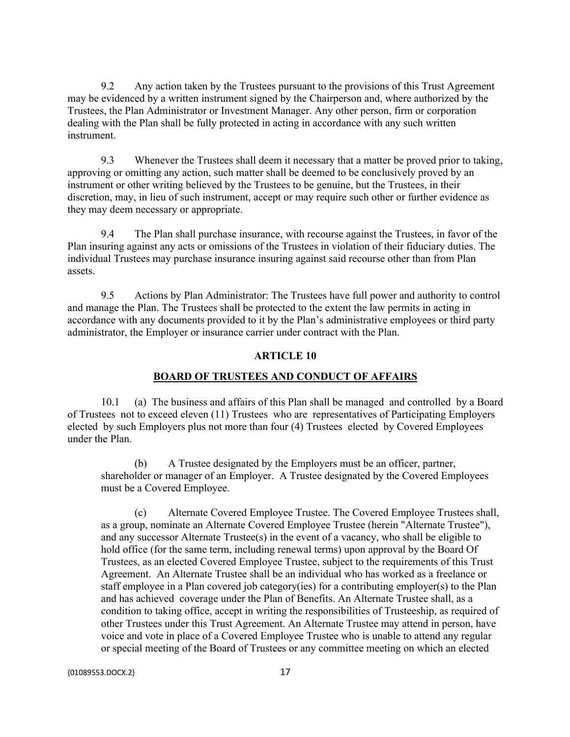9.2 Any action taken by the Trustees pursuant to the provisions of this Trust Agreement may be evidenced by a written instrument signed by the Chairperson and, where authorized by the Trustees, the Plan Administrator or Investment Manager. Any other person, firm or corporation dealing with the Plan shall be fully protected in acting in accordance with any such written instrument.

9.3 Whenever the Trustees shall deem it necessary that a matter be proved prior to taking, approving or omitting any action, such matter shall be deemed to be conclusively proved by an instrument or other writing believed by the Trustees to be genuine, but the Trustees, in their discretion, may, in lieu of such instrument, accept or may require such other or further evidence as they may deem necessary or appropriate.

9.4 The Plan shall purchase insurance, with recourse against the Trustees, in favor of the Plan insuring against any acts or omissions of the Trustees in violation of their fiduciary duties. The individual Trustees may purchase insurance insuring against said recourse other than from Plan assets.

9.5 Actions by Plan Administrator: The Trustees have full power and authority to control and manage the Plan. The Trustees shall be protected to the extent the law permits in acting in accordance with any documents provided to it by the Plan's administrative employees or third party administrator, the Employer or insurance carrier under contract with the Plan.

## ARTICLE 10

## BOARD OF TRUSTEES AND CONDUCT OF AFFAIRS

10.1 (a) The business and affairs of this Plan shall be managed and controlled by a Board of Trustees not to exceed eleven (11) Trustees who are representatives of Participating Employers elected by such Employers plus not more than four (4) Trustees elected by Covered Employees under the Plan.

(b) A Trustee designated by the Employers must be an officer, partner, shareholder or manager of an Employer. A Trustee designated by the Covered Employees must be a Covered Employee.

(c) Alternate Covered Employee Trustee. The Covered Employee Trustees shall, as a group, nominate an Alternate Covered Employee Trustee (herein "Alternate Trustee"), and any successor Alternate Trustee(s) in the event of a vacancy, who shall be eligible to hold office (for the same term, including renewal terms) upon approval by the Board Of Trustees, as an elected Covered Employee Trustee, subject to the requirements of this Trust Agreement. An Alternate Trustee shall be an individual who has worked as a freelance or staff employee in a Plan covered job category(ies) for a contributing employer(s) to the Plan and has achieved coverage under the Plan of Benefits. An Alternate Trustee shall, as a condition to taking office, accept in writing the responsibilities of Trusteeship, as required of other Trustees under this Trust Agreement. An Alternate Trustee may attend in person, have voice and vote in place of a Covered Employee Trustee who is unable to attend any regular or special meeting of the Board of Trustees or any committee meeting on which an elected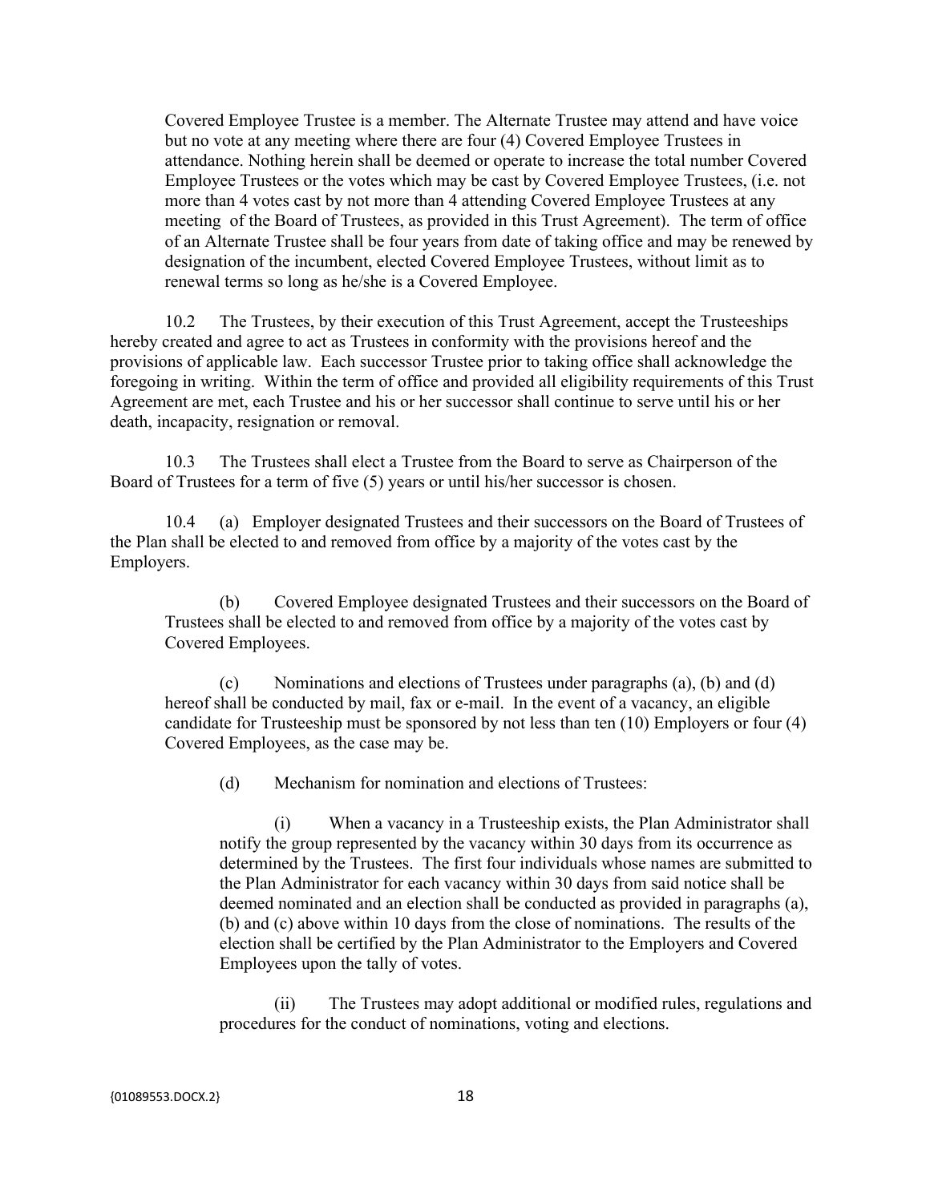Covered Employee Trustee is a member. The Alternate Trustee may attend and have voice but no vote at any meeting where there are four (4) Covered Employee Trustees in attendance. Nothing herein shall be deemed or operate to increase the total number Covered Employee Trustees or the votes which may be cast by Covered Employee Trustees, (i.e. not more than 4 votes cast by not more than 4 attending Covered Employee Trustees at any meeting of the Board of Trustees, as provided in this Trust Agreement). The term of office of an Alternate Trustee shall be four years from date of taking office and may be renewed by designation of the incumbent, elected Covered Employee Trustees, without limit as to renewal terms so long as he/she is a Covered Employee.

10.2 The Trustees, by their execution of this Trust Agreement, accept the Trusteeships hereby created and agree to act as Trustees in conformity with the provisions hereof and the provisions of applicable law. Each successor Trustee prior to taking office shall acknowledge the foregoing in writing. Within the term of office and provided all eligibility requirements of this Trust Agreement are met, each Trustee and his or her successor shall continue to serve until his or her death, incapacity, resignation or removal.

10.3 The Trustees shall elect a Trustee from the Board to serve as Chairperson of the Board of Trustees for a term of five (5) years or until his/her successor is chosen.

10.4 (a) Employer designated Trustees and their successors on the Board of Trustees of the Plan shall be elected to and removed from office by a majority of the votes cast by the Employers.

(b) Covered Employee designated Trustees and their successors on the Board of Trustees shall be elected to and removed from office by a majority of the votes cast by Covered Employees.

(c) Nominations and elections of Trustees under paragraphs (a), (b) and (d) hereof shall be conducted by mail, fax or e-mail. In the event of a vacancy, an eligible candidate for Trusteeship must be sponsored by not less than ten (10) Employers or four (4) Covered Employees, as the case may be.

(d) Mechanism for nomination and elections of Trustees:

(i) When a vacancy in a Trusteeship exists, the Plan Administrator shall notify the group represented by the vacancy within 30 days from its occurrence as determined by the Trustees. The first four individuals whose names are submitted to the Plan Administrator for each vacancy within 30 days from said notice shall be deemed nominated and an election shall be conducted as provided in paragraphs (a), (b) and (c) above within 10 days from the close of nominations. The results of the election shall be certified by the Plan Administrator to the Employers and Covered Employees upon the tally of votes.

(ii) The Trustees may adopt additional or modified rules, regulations and procedures for the conduct of nominations, voting and elections.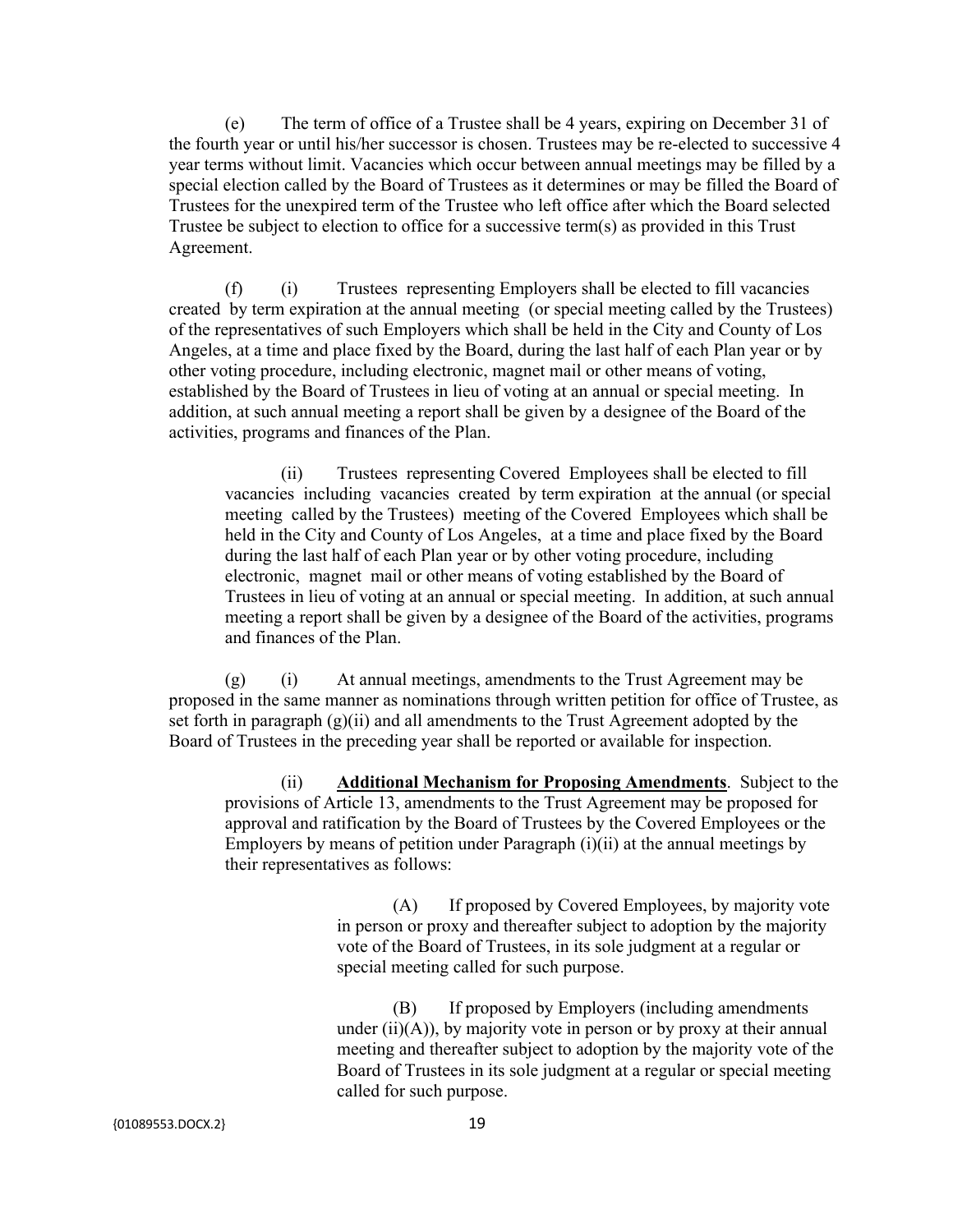(e) The term of office of a Trustee shall be 4 years, expiring on December 31 of the fourth year or until his/her successor is chosen. Trustees may be re-elected to successive 4 year terms without limit. Vacancies which occur between annual meetings may be filled by a special election called by the Board of Trustees as it determines or may be filled the Board of Trustees for the unexpired term of the Trustee who left office after which the Board selected Trustee be subject to election to office for a successive term(s) as provided in this Trust Agreement.

(f) (i) Trustees representing Employers shall be elected to fill vacancies created by term expiration at the annual meeting (or special meeting called by the Trustees) of the representatives of such Employers which shall be held in the City and County of Los Angeles, at a time and place fixed by the Board, during the last half of each Plan year or by other voting procedure, including electronic, magnet mail or other means of voting, established by the Board of Trustees in lieu of voting at an annual or special meeting. In addition, at such annual meeting a report shall be given by a designee of the Board of the activities, programs and finances of the Plan.

(ii) Trustees representing Covered Employees shall be elected to fill vacancies including vacancies created by term expiration at the annual (or special meeting called by the Trustees) meeting of the Covered Employees which shall be held in the City and County of Los Angeles, at a time and place fixed by the Board during the last half of each Plan year or by other voting procedure, including electronic, magnet mail or other means of voting established by the Board of Trustees in lieu of voting at an annual or special meeting. In addition, at such annual meeting a report shall be given by a designee of the Board of the activities, programs and finances of the Plan.

(g) (i) At annual meetings, amendments to the Trust Agreement may be proposed in the same manner as nominations through written petition for office of Trustee, as set forth in paragraph (g)(ii) and all amendments to the Trust Agreement adopted by the Board of Trustees in the preceding year shall be reported or available for inspection.

(ii) **Additional Mechanism for Proposing Amendments**. Subject to the provisions of Article 13, amendments to the Trust Agreement may be proposed for approval and ratification by the Board of Trustees by the Covered Employees or the Employers by means of petition under Paragraph (i)(ii) at the annual meetings by their representatives as follows:

(A) If proposed by Covered Employees, by majority vote in person or proxy and thereafter subject to adoption by the majority vote of the Board of Trustees, in its sole judgment at a regular or special meeting called for such purpose.

(B) If proposed by Employers (including amendments under (ii)(A)), by majority vote in person or by proxy at their annual meeting and thereafter subject to adoption by the majority vote of the Board of Trustees in its sole judgment at a regular or special meeting called for such purpose.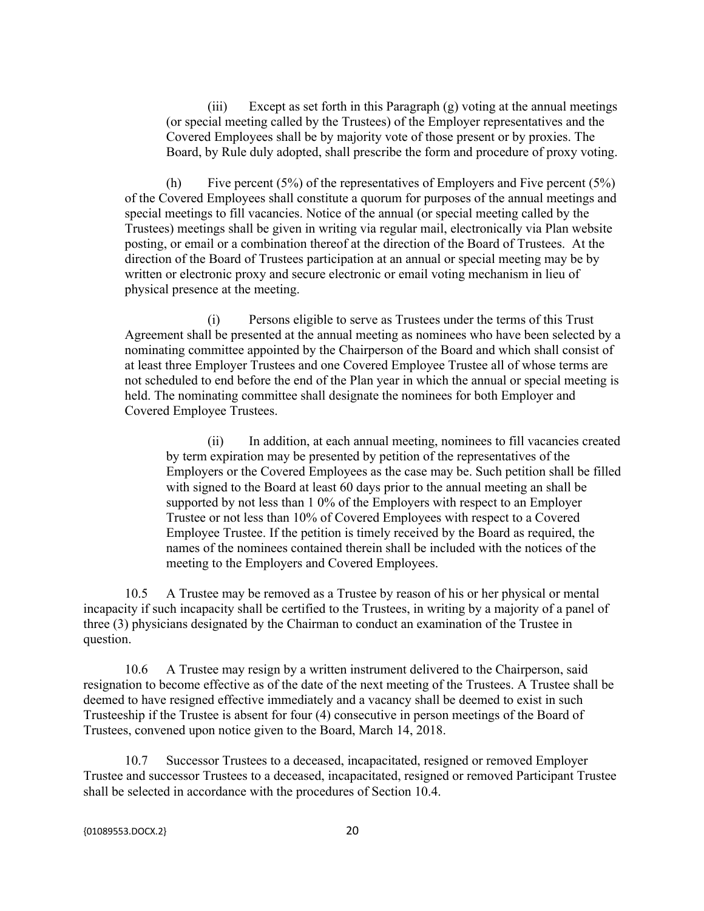(iii) Except as set forth in this Paragraph (g) voting at the annual meetings (or special meeting called by the Trustees) of the Employer representatives and the Covered Employees shall be by majority vote of those present or by proxies. The Board, by Rule duly adopted, shall prescribe the form and procedure of proxy voting.

(h) Five percent (5%) of the representatives of Employers and Five percent (5%) of the Covered Employees shall constitute a quorum for purposes of the annual meetings and special meetings to fill vacancies. Notice of the annual (or special meeting called by the Trustees) meetings shall be given in writing via regular mail, electronically via Plan website posting, or email or a combination thereof at the direction of the Board of Trustees. At the direction of the Board of Trustees participation at an annual or special meeting may be by written or electronic proxy and secure electronic or email voting mechanism in lieu of physical presence at the meeting.

(i) Persons eligible to serve as Trustees under the terms of this Trust Agreement shall be presented at the annual meeting as nominees who have been selected by a nominating committee appointed by the Chairperson of the Board and which shall consist of at least three Employer Trustees and one Covered Employee Trustee all of whose terms are not scheduled to end before the end of the Plan year in which the annual or special meeting is held. The nominating committee shall designate the nominees for both Employer and Covered Employee Trustees.

(ii) In addition, at each annual meeting, nominees to fill vacancies created by term expiration may be presented by petition of the representatives of the Employers or the Covered Employees as the case may be. Such petition shall be filled with signed to the Board at least 60 days prior to the annual meeting an shall be supported by not less than 1 0% of the Employers with respect to an Employer Trustee or not less than 10% of Covered Employees with respect to a Covered Employee Trustee. If the petition is timely received by the Board as required, the names of the nominees contained therein shall be included with the notices of the meeting to the Employers and Covered Employees.

10.5 A Trustee may be removed as a Trustee by reason of his or her physical or mental incapacity if such incapacity shall be certified to the Trustees, in writing by a majority of a panel of three (3) physicians designated by the Chairman to conduct an examination of the Trustee in question.

10.6 A Trustee may resign by a written instrument delivered to the Chairperson, said resignation to become effective as of the date of the next meeting of the Trustees. A Trustee shall be deemed to have resigned effective immediately and a vacancy shall be deemed to exist in such Trusteeship if the Trustee is absent for four (4) consecutive in person meetings of the Board of Trustees, convened upon notice given to the Board, March 14, 2018.

10.7 Successor Trustees to a deceased, incapacitated, resigned or removed Employer Trustee and successor Trustees to a deceased, incapacitated, resigned or removed Participant Trustee shall be selected in accordance with the procedures of Section 10.4.

{01089553.DOCX.2}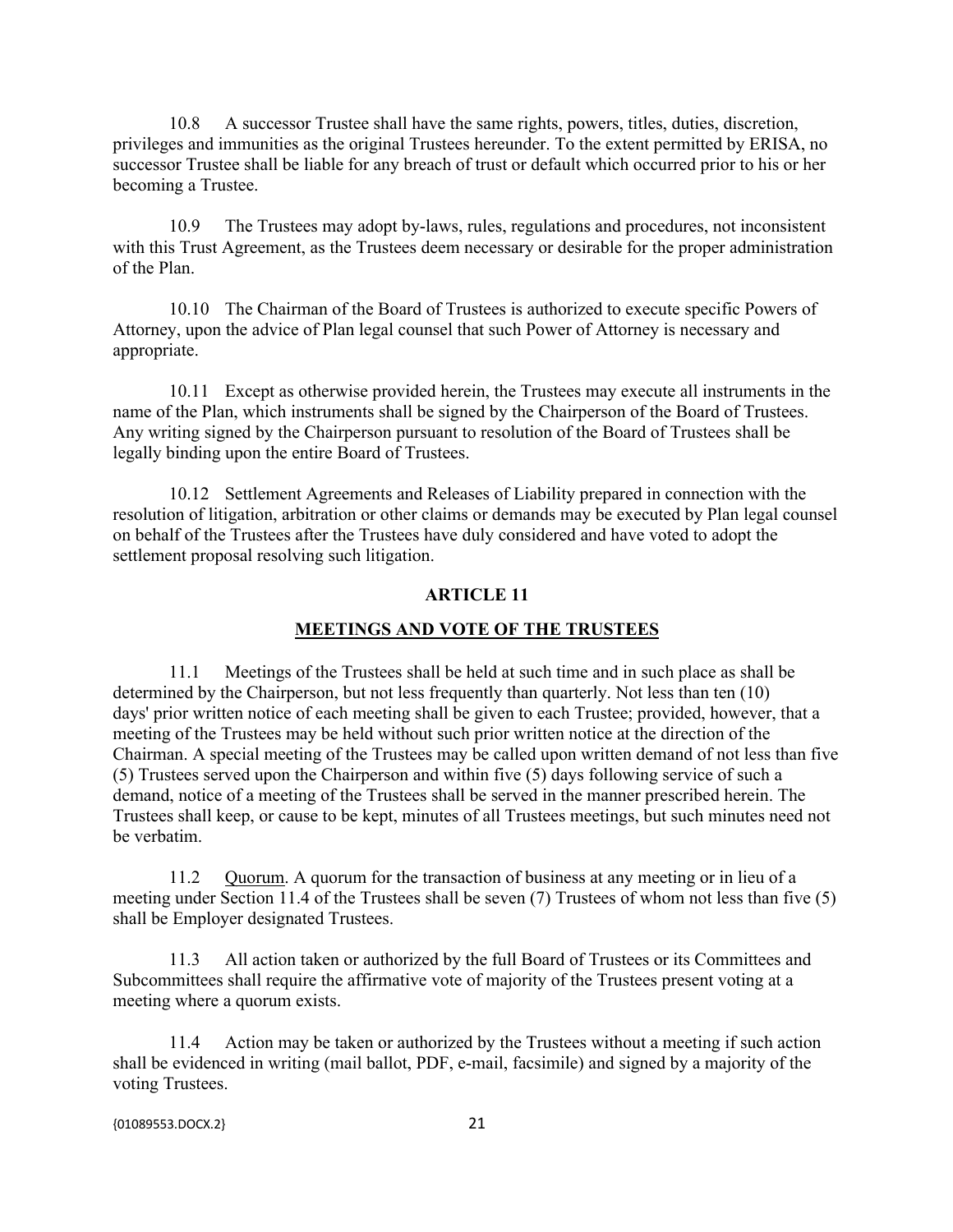10.8 A successor Trustee shall have the same rights, powers, titles, duties, discretion, privileges and immunities as the original Trustees hereunder. To the extent permitted by ERISA, no successor Trustee shall be liable for any breach of trust or default which occurred prior to his or her becoming a Trustee.

10.9 The Trustees may adopt by-laws, rules, regulations and procedures, not inconsistent with this Trust Agreement, as the Trustees deem necessary or desirable for the proper administration of the Plan.

10.10 The Chairman of the Board of Trustees is authorized to execute specific Powers of Attorney, upon the advice of Plan legal counsel that such Power of Attorney is necessary and appropriate.

10.11 Except as otherwise provided herein, the Trustees may execute all instruments in the name of the Plan, which instruments shall be signed by the Chairperson of the Board of Trustees. Any writing signed by the Chairperson pursuant to resolution of the Board of Trustees shall be legally binding upon the entire Board of Trustees.

10.12 Settlement Agreements and Releases of Liability prepared in connection with the resolution of litigation, arbitration or other claims or demands may be executed by Plan legal counsel on behalf of the Trustees after the Trustees have duly considered and have voted to adopt the settlement proposal resolving such litigation.

## ARTICLE 11

## MEETINGS AND VOTE OF THE TRUSTEES

11.1 Meetings of the Trustees shall be held at such time and in such place as shall be determined by the Chairperson, but not less frequently than quarterly. Not less than ten (10) days' prior written notice of each meeting shall be given to each Trustee; provided, however, that a meeting of the Trustees may be held without such prior written notice at the direction of the Chairman. A special meeting of the Trustees may be called upon written demand of not less than five (5) Trustees served upon the Chairperson and within five (5) days following service of such a demand, notice of a meeting of the Trustees shall be served in the manner prescribed herein. The Trustees shall keep, or cause to be kept, minutes of all Trustees meetings, but such minutes need not be verbatim.

11.2 Quorum. A quorum for the transaction of business at any meeting or in lieu of a meeting under Section 11.4 of the Trustees shall be seven (7) Trustees of whom not less than five (5) shall be Employer designated Trustees.

11.3 All action taken or authorized by the full Board of Trustees or its Committees and Subcommittees shall require the affirmative vote of majority of the Trustees present voting at a meeting where a quorum exists.

11.4 Action may be taken or authorized by the Trustees without a meeting if such action shall be evidenced in writing (mail ballot, PDF, e-mail, facsimile) and signed by a majority of the voting Trustees.

{01089553.DOCX.2}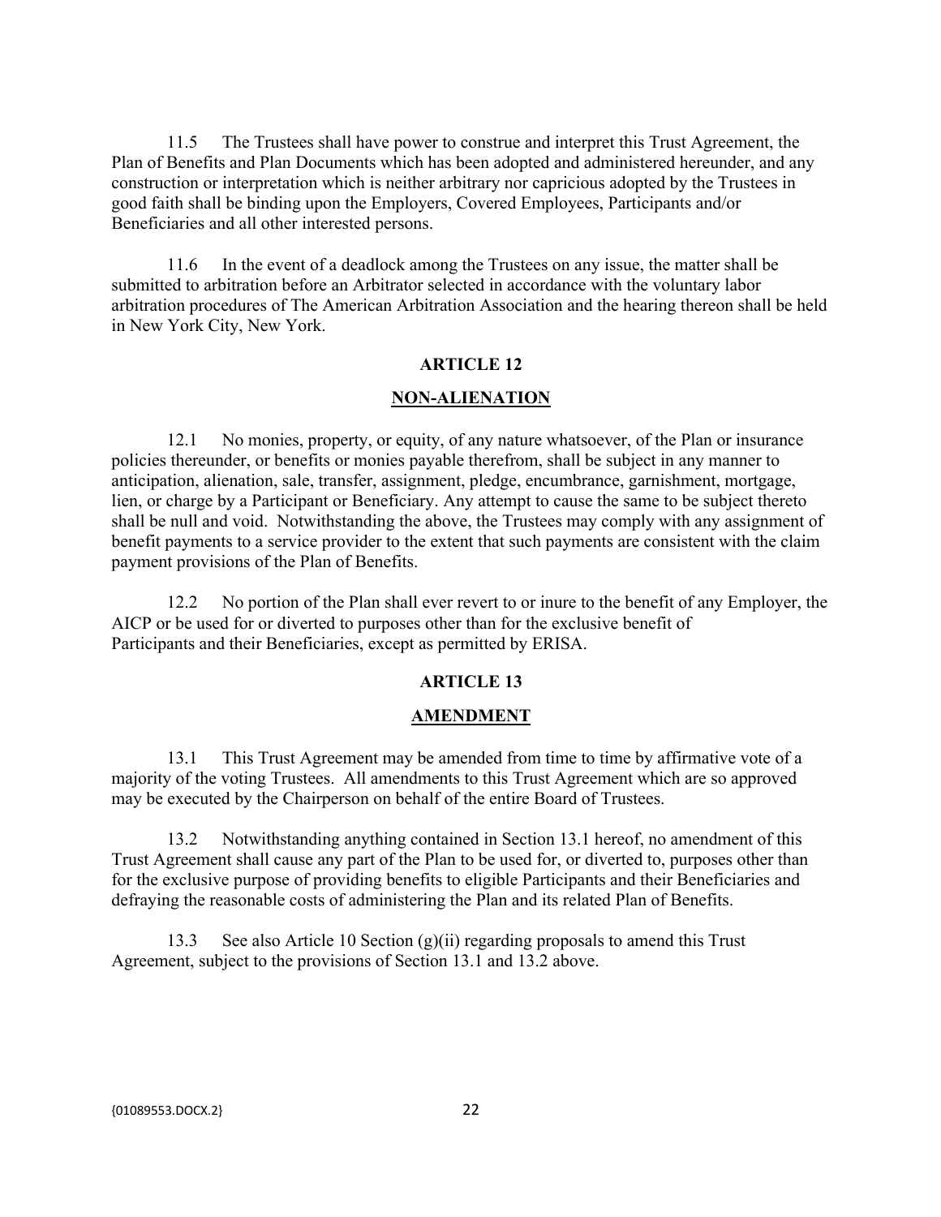11.5 The Trustees shall have power to construe and interpret this Trust Agreement, the Plan of Benefits and Plan Documents which has been adopted and administered hereunder, and any construction or interpretation which is neither arbitrary nor capricious adopted by the Trustees in good faith shall be binding upon the Employers, Covered Employees, Participants and/or Beneficiaries and all other interested persons.

11.6 In the event of a deadlock among the Trustees on any issue, the matter shall be submitted to arbitration before an Arbitrator selected in accordance with the voluntary labor arbitration procedures of The American Arbitration Association and the hearing thereon shall be held in New York City, New York.

## ARTICLE 12

## NON-ALIENATION

12.1 No monies, property, or equity, of any nature whatsoever, of the Plan or insurance policies thereunder, or benefits or monies payable therefrom, shall be subject in any manner to anticipation, alienation, sale, transfer, assignment, pledge, encumbrance, garnishment, mortgage, lien, or charge by a Participant or Beneficiary. Any attempt to cause the same to be subject thereto shall be null and void. Notwithstanding the above, the Trustees may comply with any assignment of benefit payments to a service provider to the extent that such payments are consistent with the claim payment provisions of the Plan of Benefits.

12.2 No portion of the Plan shall ever revert to or inure to the benefit of any Employer, the AICP or be used for or diverted to purposes other than for the exclusive benefit of Participants and their Beneficiaries, except as permitted by ERISA.

## ARTICLE 13

## AMENDMENT

13.1 This Trust Agreement may be amended from time to time by affirmative vote of a majority of the voting Trustees. All amendments to this Trust Agreement which are so approved may be executed by the Chairperson on behalf of the entire Board of Trustees.

13.2 Notwithstanding anything contained in Section 13.1 hereof, no amendment of this Trust Agreement shall cause any part of the Plan to be used for, or diverted to, purposes other than for the exclusive purpose of providing benefits to eligible Participants and their Beneficiaries and defraying the reasonable costs of administering the Plan and its related Plan of Benefits.

13.3 See also Article 10 Section (g)(ii) regarding proposals to amend this Trust Agreement, subject to the provisions of Section 13.1 and 13.2 above.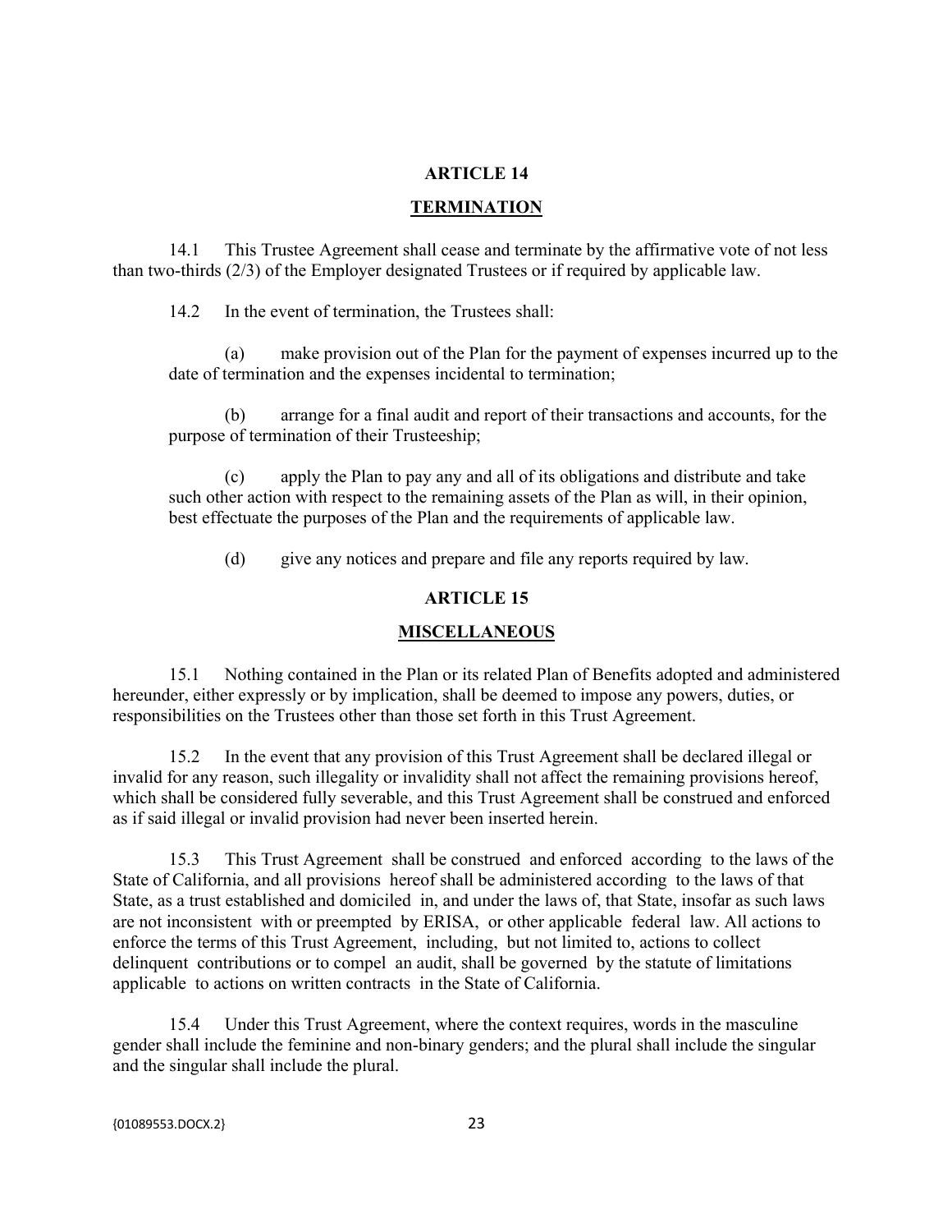## ARTICLE 14

## TERMINATION

14.1 This Trustee Agreement shall cease and terminate by the affirmative vote of not less than two-thirds (2/3) of the Employer designated Trustees or if required by applicable law.

14.2 In the event of termination, the Trustees shall:

(a) make provision out of the Plan for the payment of expenses incurred up to the date of termination and the expenses incidental to termination;

(b) arrange for a final audit and report of their transactions and accounts, for the purpose of termination of their Trusteeship;

(c) apply the Plan to pay any and all of its obligations and distribute and take such other action with respect to the remaining assets of the Plan as will, in their opinion, best effectuate the purposes of the Plan and the requirements of applicable law.

(d) give any notices and prepare and file any reports required by law.

## ARTICLE 15

## MISCELLANEOUS

15.1 Nothing contained in the Plan or its related Plan of Benefits adopted and administered hereunder, either expressly or by implication, shall be deemed to impose any powers, duties, or responsibilities on the Trustees other than those set forth in this Trust Agreement.

15.2 In the event that any provision of this Trust Agreement shall be declared illegal or invalid for any reason, such illegality or invalidity shall not affect the remaining provisions hereof, which shall be considered fully severable, and this Trust Agreement shall be construed and enforced as if said illegal or invalid provision had never been inserted herein.

15.3 This Trust Agreement shall be construed and enforced according to the laws of the State of California, and all provisions hereof shall be administered according to the laws of that State, as a trust established and domiciled in, and under the laws of, that State, insofar as such laws are not inconsistent with or preempted by ERISA, or other applicable federal law. All actions to enforce the terms of this Trust Agreement, including, but not limited to, actions to collect delinquent contributions or to compel an audit, shall be governed by the statute of limitations applicable to actions on written contracts in the State of California.

15.4 Under this Trust Agreement, where the context requires, words in the masculine gender shall include the feminine and non-binary genders; and the plural shall include the singular and the singular shall include the plural.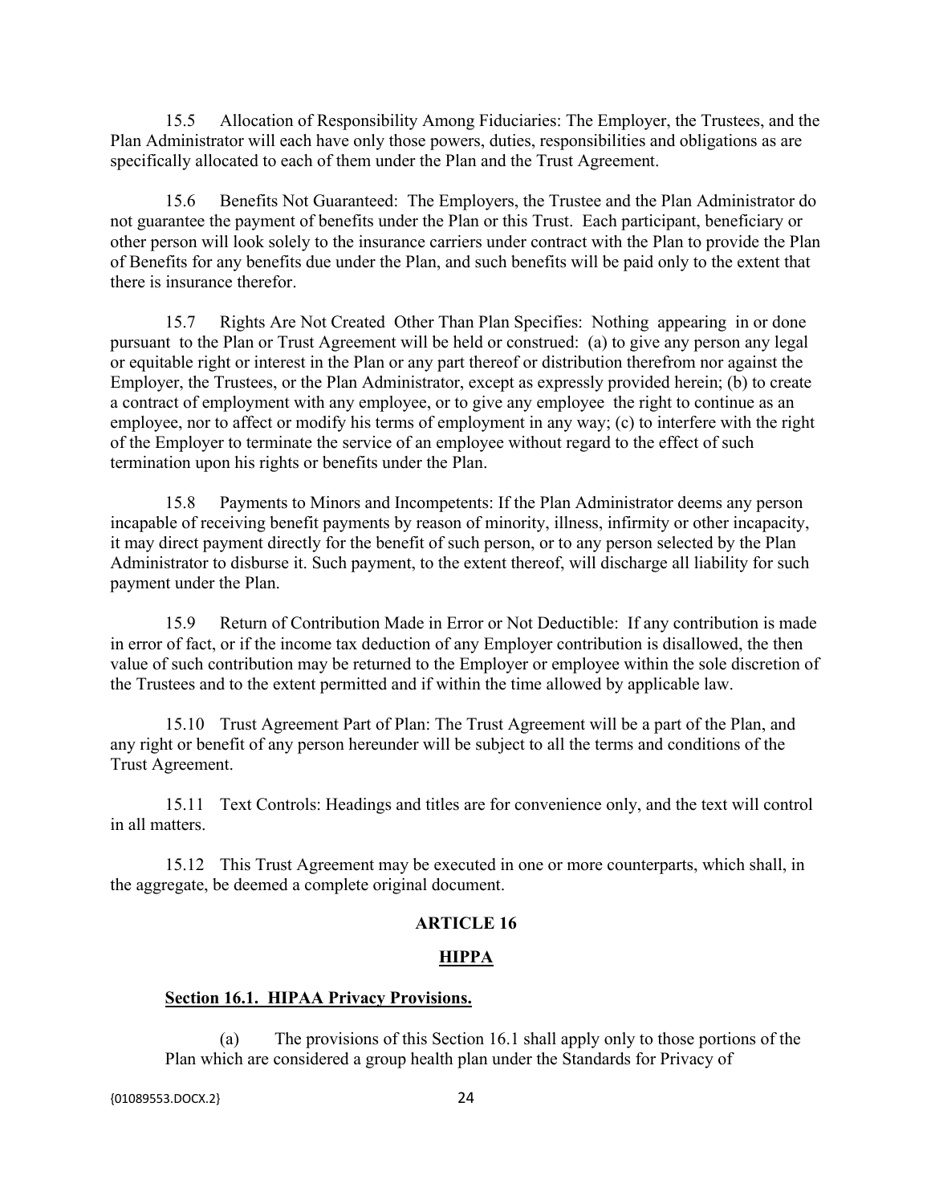15.5 Allocation of Responsibility Among Fiduciaries: The Employer, the Trustees, and the Plan Administrator will each have only those powers, duties, responsibilities and obligations as are specifically allocated to each of them under the Plan and the Trust Agreement.

15.6 Benefits Not Guaranteed: The Employers, the Trustee and the Plan Administrator do not guarantee the payment of benefits under the Plan or this Trust. Each participant, beneficiary or other person will look solely to the insurance carriers under contract with the Plan to provide the Plan of Benefits for any benefits due under the Plan, and such benefits will be paid only to the extent that there is insurance therefor.

15.7 Rights Are Not Created Other Than Plan Specifies: Nothing appearing in or done pursuant to the Plan or Trust Agreement will be held or construed: (a) to give any person any legal or equitable right or interest in the Plan or any part thereof or distribution therefrom nor against the Employer, the Trustees, or the Plan Administrator, except as expressly provided herein; (b) to create a contract of employment with any employee, or to give any employee the right to continue as an employee, nor to affect or modify his terms of employment in any way; (c) to interfere with the right of the Employer to terminate the service of an employee without regard to the effect of such termination upon his rights or benefits under the Plan.

15.8 Payments to Minors and Incompetents: If the Plan Administrator deems any person incapable of receiving benefit payments by reason of minority, illness, infirmity or other incapacity, it may direct payment directly for the benefit of such person, or to any person selected by the Plan Administrator to disburse it. Such payment, to the extent thereof, will discharge all liability for such payment under the Plan.

15.9 Return of Contribution Made in Error or Not Deductible: If any contribution is made in error of fact, or if the income tax deduction of any Employer contribution is disallowed, the then value of such contribution may be returned to the Employer or employee within the sole discretion of the Trustees and to the extent permitted and if within the time allowed by applicable law.

15.10 Trust Agreement Part of Plan: The Trust Agreement will be a part of the Plan, and any right or benefit of any person hereunder will be subject to all the terms and conditions of the Trust Agreement.

15.11 Text Controls: Headings and titles are for convenience only, and the text will control in all matters.

15.12 This Trust Agreement may be executed in one or more counterparts, which shall, in the aggregate, be deemed a complete original document.

## ARTICLE 16

## HIPPA

**Section 16.1. HIPAA Privacy Provisions.**

(a) The provisions of this Section 16.1 shall apply only to those portions of the Plan which are considered a group health plan under the Standards for Privacy of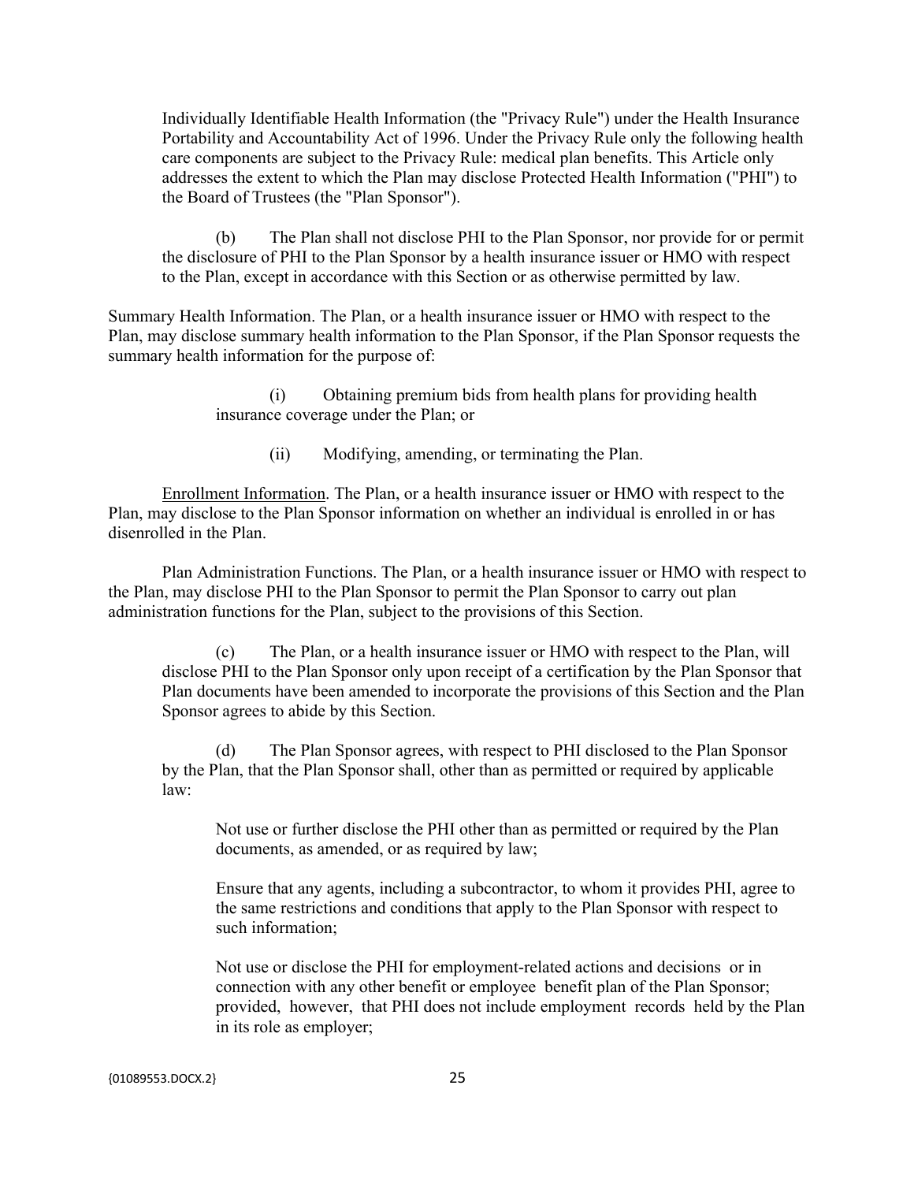Individually Identifiable Health Information (the "Privacy Rule") under the Health Insurance Portability and Accountability Act of 1996. Under the Privacy Rule only the following health care components are subject to the Privacy Rule: medical plan benefits. This Article only addresses the extent to which the Plan may disclose Protected Health Information ("PHI") to the Board of Trustees (the "Plan Sponsor").

(b) The Plan shall not disclose PHI to the Plan Sponsor, nor provide for or permit the disclosure of PHI to the Plan Sponsor by a health insurance issuer or HMO with respect to the Plan, except in accordance with this Section or as otherwise permitted by law.

Summary Health Information. The Plan, or a health insurance issuer or HMO with respect to the Plan, may disclose summary health information to the Plan Sponsor, if the Plan Sponsor requests the summary health information for the purpose of:

(i) Obtaining premium bids from health plans for providing health insurance coverage under the Plan; or

(ii) Modifying, amending, or terminating the Plan.

Enrollment Information. The Plan, or a health insurance issuer or HMO with respect to the Plan, may disclose to the Plan Sponsor information on whether an individual is enrolled in or has disenrolled in the Plan.

Plan Administration Functions. The Plan, or a health insurance issuer or HMO with respect to the Plan, may disclose PHI to the Plan Sponsor to permit the Plan Sponsor to carry out plan administration functions for the Plan, subject to the provisions of this Section.

(c) The Plan, or a health insurance issuer or HMO with respect to the Plan, will disclose PHI to the Plan Sponsor only upon receipt of a certification by the Plan Sponsor that Plan documents have been amended to incorporate the provisions of this Section and the Plan Sponsor agrees to abide by this Section.

(d) The Plan Sponsor agrees, with respect to PHI disclosed to the Plan Sponsor by the Plan, that the Plan Sponsor shall, other than as permitted or required by applicable law:

Not use or further disclose the PHI other than as permitted or required by the Plan documents, as amended, or as required by law;

Ensure that any agents, including a subcontractor, to whom it provides PHI, agree to the same restrictions and conditions that apply to the Plan Sponsor with respect to such information;

Not use or disclose the PHI for employment-related actions and decisions or in connection with any other benefit or employee benefit plan of the Plan Sponsor; provided, however, that PHI does not include employment records held by the Plan in its role as employer;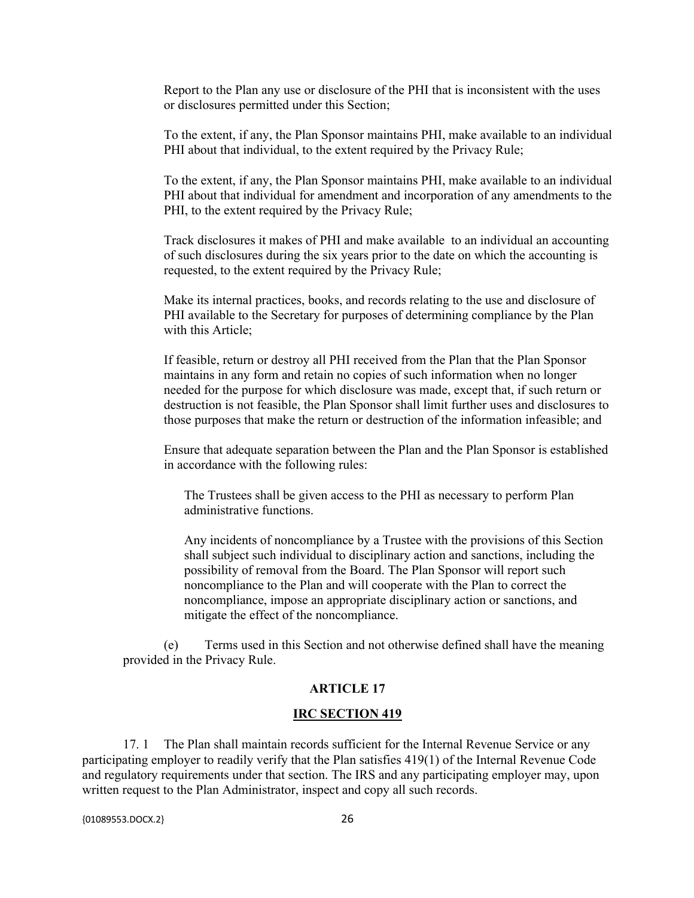Report to the Plan any use or disclosure of the PHI that is inconsistent with the uses or disclosures permitted under this Section;

To the extent, if any, the Plan Sponsor maintains PHI, make available to an individual PHI about that individual, to the extent required by the Privacy Rule;

To the extent, if any, the Plan Sponsor maintains PHI, make available to an individual PHI about that individual for amendment and incorporation of any amendments to the PHI, to the extent required by the Privacy Rule;

Track disclosures it makes of PHI and make available to an individual an accounting of such disclosures during the six years prior to the date on which the accounting is requested, to the extent required by the Privacy Rule;

Make its internal practices, books, and records relating to the use and disclosure of PHI available to the Secretary for purposes of determining compliance by the Plan with this Article;

If feasible, return or destroy all PHI received from the Plan that the Plan Sponsor maintains in any form and retain no copies of such information when no longer needed for the purpose for which disclosure was made, except that, if such return or destruction is not feasible, the Plan Sponsor shall limit further uses and disclosures to those purposes that make the return or destruction of the information infeasible; and

Ensure that adequate separation between the Plan and the Plan Sponsor is established in accordance with the following rules:

The Trustees shall be given access to the PHI as necessary to perform Plan administrative functions.

Any incidents of noncompliance by a Trustee with the provisions of this Section shall subject such individual to disciplinary action and sanctions, including the possibility of removal from the Board. The Plan Sponsor will report such noncompliance to the Plan and will cooperate with the Plan to correct the noncompliance, impose an appropriate disciplinary action or sanctions, and mitigate the effect of the noncompliance.

(e) Terms used in this Section and not otherwise defined shall have the meaning provided in the Privacy Rule.

## ARTICLE 17

## IRC SECTION 419

17. 1 The Plan shall maintain records sufficient for the Internal Revenue Service or any participating employer to readily verify that the Plan satisfies 419(1) of the Internal Revenue Code and regulatory requirements under that section. The IRS and any participating employer may, upon written request to the Plan Administrator, inspect and copy all such records.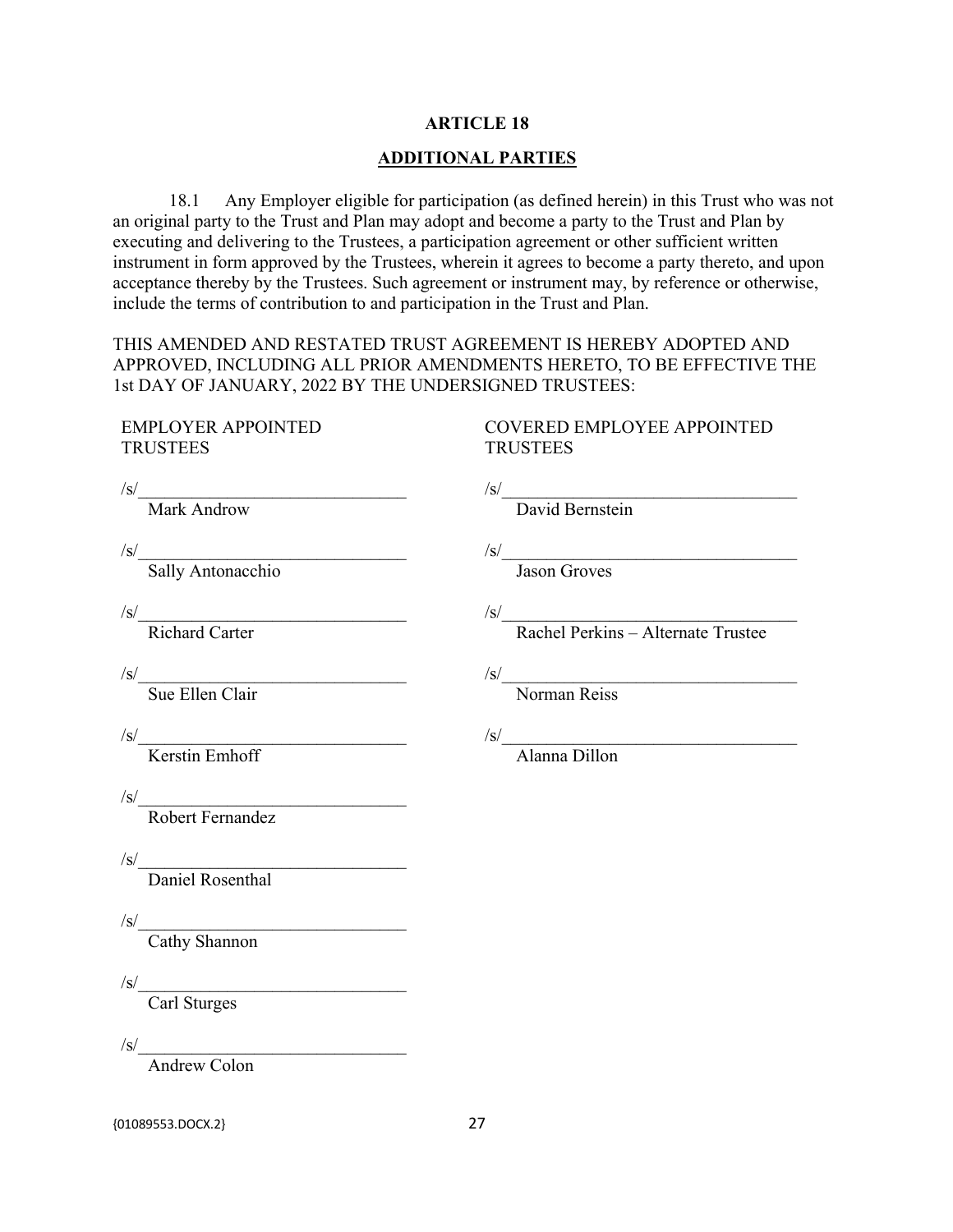## ARTICLE 18

## ADDITIONAL PARTIES

18.1 Any Employer eligible for participation (as defined herein) in this Trust who was not an original party to the Trust and Plan may adopt and become a party to the Trust and Plan by executing and delivering to the Trustees, a participation agreement or other sufficient written instrument in form approved by the Trustees, wherein it agrees to become a party thereto, and upon acceptance thereby by the Trustees. Such agreement or instrument may, by reference or otherwise, include the terms of contribution to and participation in the Trust and Plan.

THIS AMENDED AND RESTATED TRUST AGREEMENT IS HEREBY ADOPTED AND APPROVED, INCLUDING ALL PRIOR AMENDMENTS HERETO, TO BE EFFECTIVE THE 1st DAY OF JANUARY, 2022 BY THE UNDERSIGNED TRUSTEES:

| EMPLOYER APPOINTED TRUSTEES | COVERED EMPLOYEE APPOINTED TRUSTEES |
|---|---|
| /s/______________________________ Mark Androw | /s/______________________________ David Bernstein |
| /s/______________________________ Sally Antonacchio | /s/______________________________ Jason Groves |
| /s/______________________________ Richard Carter | /s/______________________________ Rachel Perkins – Alternate Trustee |
| /s/______________________________ Sue Ellen Clair | /s/______________________________ Norman Reiss |
| /s/______________________________ Kerstin Emhoff | /s/______________________________ Alanna Dillon |
| /s/______________________________ Robert Fernandez | |
| /s/______________________________ Daniel Rosenthal | |
| /s/______________________________ Cathy Shannon | |
| /s/______________________________ Carl Sturges | |
| /s/______________________________ Andrew Colon | |

{01089553.DOCX.2}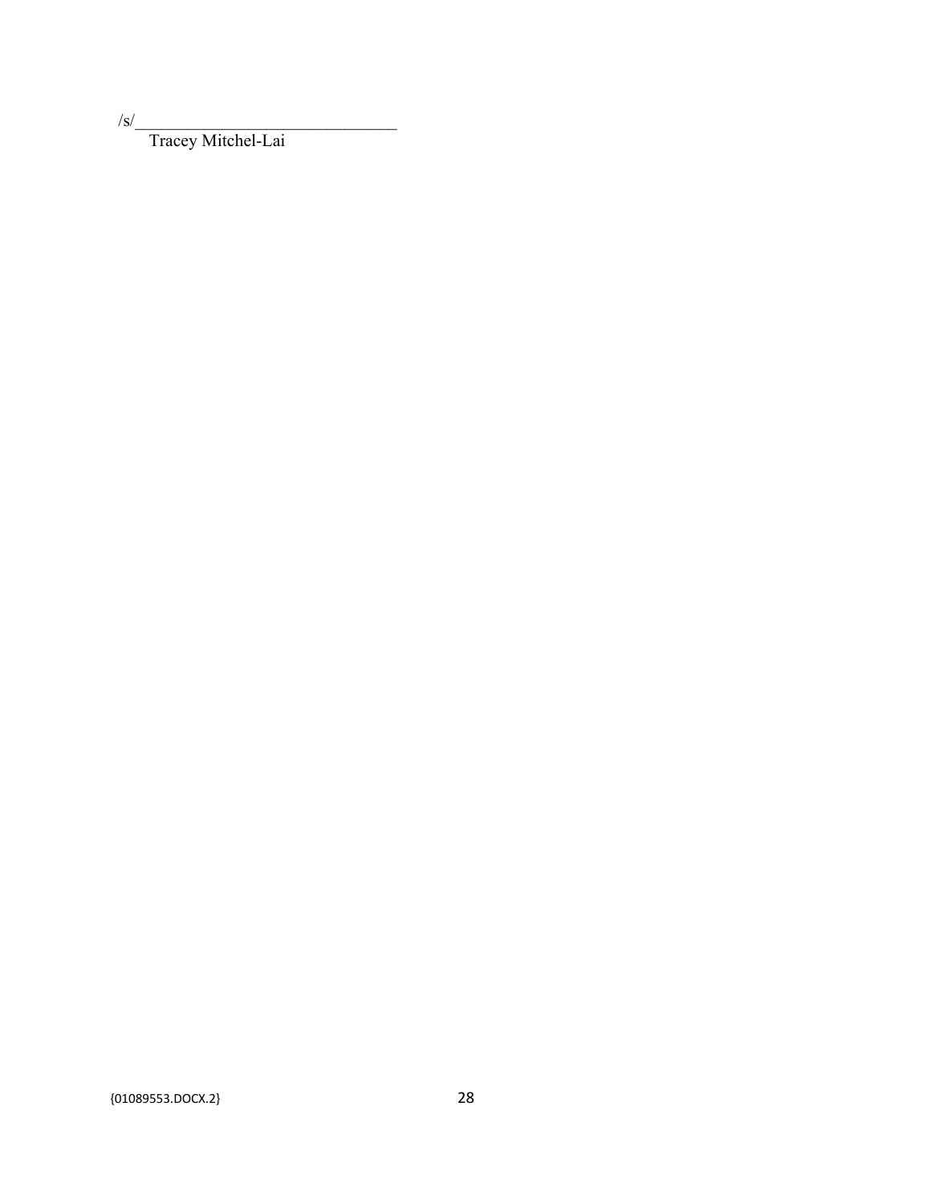/s/______________________________
Tracey Mitchel-Lai

{01089553.DOCX.2}